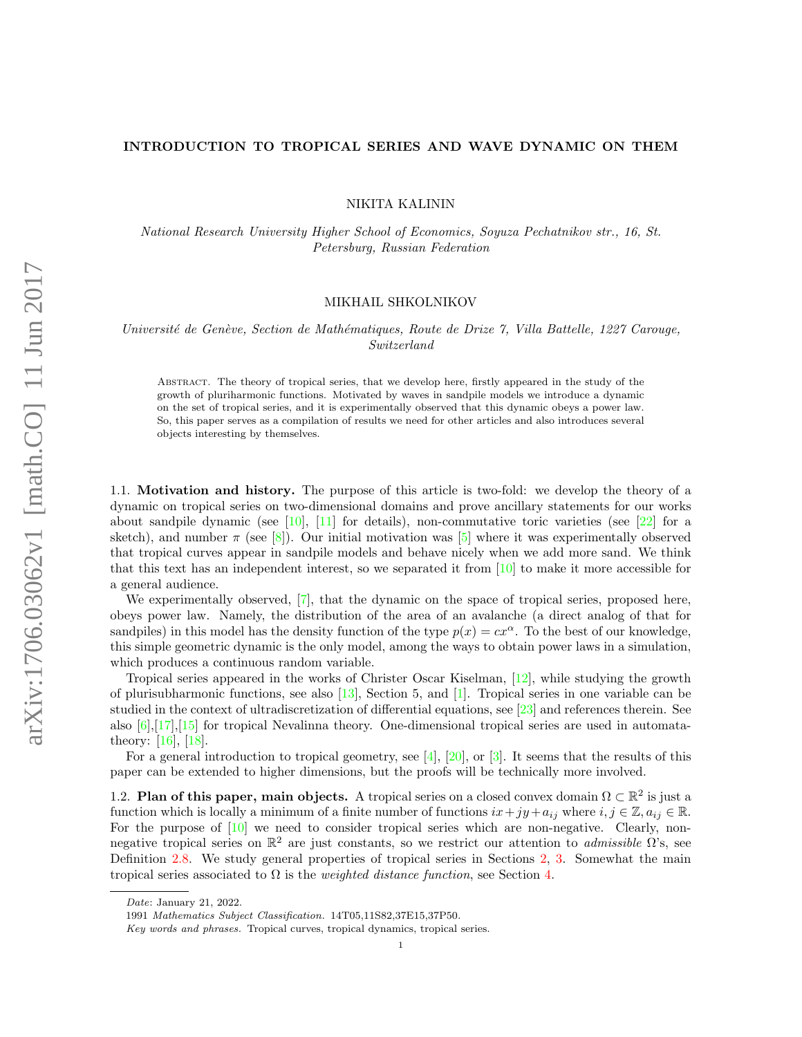# INTRODUCTION TO TROPICAL SERIES AND WAVE DYNAMIC ON THEM

NIKITA KALININ

*National Research University Higher School of Economics, Soyuza Pechatnikov str., 16, St. Petersburg, Russian Federation*

MIKHAIL SHKOLNIKOV

*Université de Genève, Section de Mathématiques, Route de Drize 7, Villa Battelle, 1227 Carouge, Switzerland*

Abstract. The theory of tropical series, that we develop here, firstly appeared in the study of the growth of pluriharmonic functions. Motivated by waves in sandpile models we introduce a dynamic on the set of tropical series, and it is experimentally observed that this dynamic obeys a power law. So, this paper serves as a compilation of results we need for other articles and also introduces several objects interesting by themselves.

1.1. **Motivation and history.** The purpose of this article is two-fold: we develop the theory of a dynamic on tropical series on two-dimensional domains and prove ancillary statements for our works about sandpile dynamic (see [10], [11] for details), non-commutative toric varieties (see [22] for a sketch), and number $\pi$ (see [8]). Our initial motivation was [5] where it was experimentally observed that tropical curves appear in sandpile models and behave nicely when we add more sand. We think that this text has an independent interest, so we separated it from [10] to make it more accessible for a general audience.

We experimentally observed, [7], that the dynamic on the space of tropical series, proposed here, obeys power law. Namely, the distribution of the area of an avalanche (a direct analog of that for sandpiles) in this model has the density function of the type $p(x) = cx^{\alpha}$. To the best of our knowledge, this simple geometric dynamic is the only model, among the ways to obtain power laws in a simulation, which produces a continuous random variable.

Tropical series appeared in the works of Christer Oscar Kiselman, [12], while studying the growth of plurisubharmonic functions, see also [13], Section 5, and [1]. Tropical series in one variable can be studied in the context of ultradiscretization of differential equations, see [23] and references therein. See also [6],[17],[15] for tropical Nevalinna theory. One-dimensional tropical series are used in automata-theory: [16], [18].

For a general introduction to tropical geometry, see [4], [20], or [3]. It seems that the results of this paper can be extended to higher dimensions, but the proofs will be technically more involved.

1.2. **Plan of this paper, main objects.** A tropical series on a closed convex domain $\Omega \subset \mathbb{R}^2$ is just a function which is locally a minimum of a finite number of functions $ix + jy + a_{ij}$ where $i, j \in \mathbb{Z}, a_{ij} \in \mathbb{R}$. For the purpose of [10] we need to consider tropical series which are non-negative. Clearly, non-negative tropical series on $\mathbb{R}^2$ are just constants, so we restrict our attention to *admissible* $\Omega$'s, see Definition 2.8. We study general properties of tropical series in Sections 2, 3. Somewhat the main tropical series associated to $\Omega$ is the *weighted distance function*, see Section 4.

*Date*: January 21, 2022.

1991 *Mathematics Subject Classification.* 14T05,11S82,37E15,37P50.

*Key words and phrases.* Tropical curves, tropical dynamics, tropical series.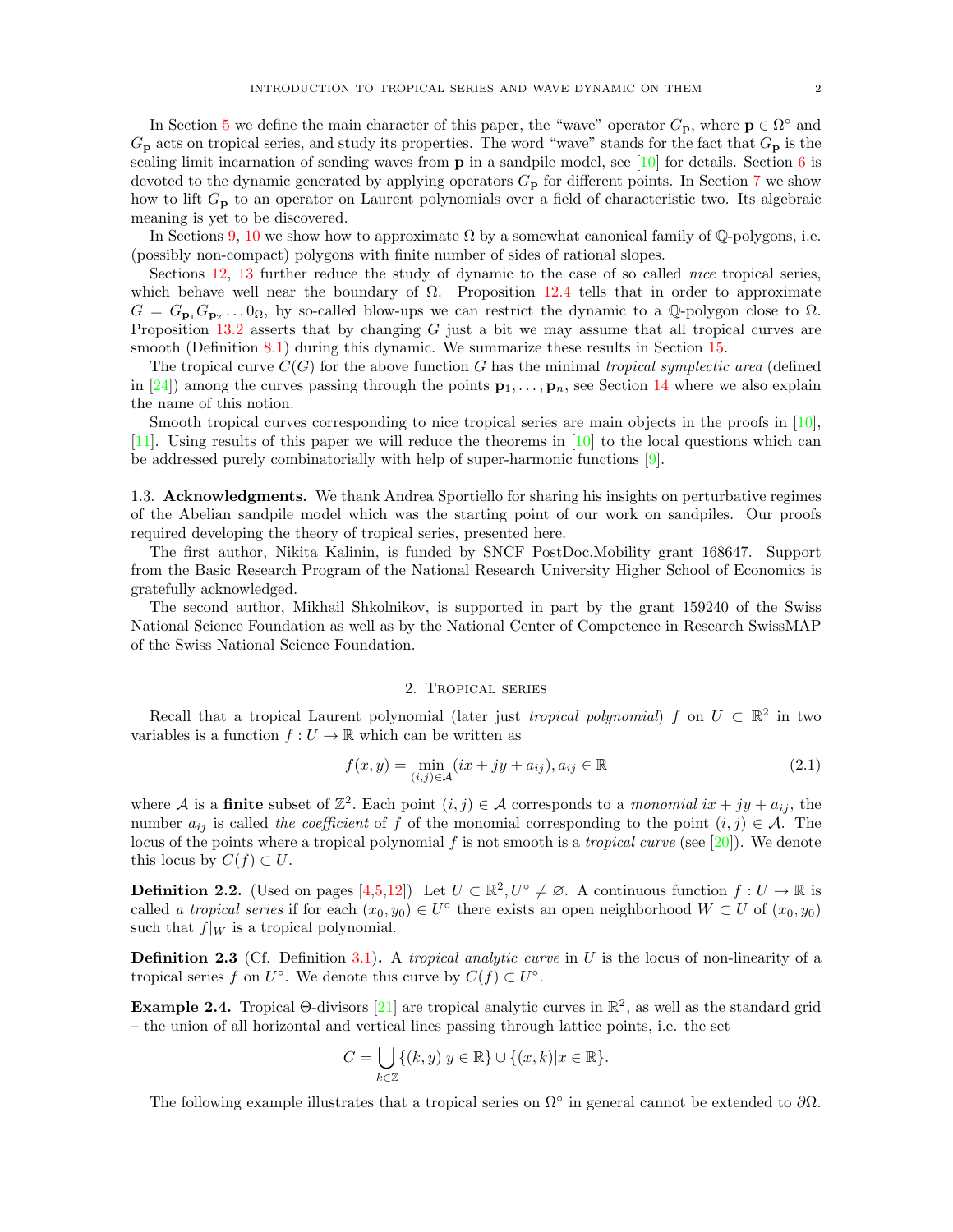In Section 5 we define the main character of this paper, the "wave" operator $G_{\mathbf{p}}$, where $\mathbf{p} \in \Omega^\circ$ and $G_{\mathbf{p}}$ acts on tropical series, and study its properties. The word "wave" stands for the fact that $G_{\mathbf{p}}$ is the scaling limit incarnation of sending waves from $\mathbf{p}$ in a sandpile model, see [10] for details. Section 6 is devoted to the dynamic generated by applying operators $G_{\mathbf{p}}$ for different points. In Section 7 we show how to lift $G_{\mathbf{p}}$ to an operator on Laurent polynomials over a field of characteristic two. Its algebraic meaning is yet to be discovered.

In Sections 9, 10 we show how to approximate $\Omega$ by a somewhat canonical family of $\mathbb{Q}$-polygons, i.e. (possibly non-compact) polygons with finite number of sides of rational slopes.

Sections 12, 13 further reduce the study of dynamic to the case of so called *nice* tropical series, which behave well near the boundary of $\Omega$. Proposition 12.4 tells that in order to approximate $G = G_{\mathbf{p}_1} G_{\mathbf{p}_2} \dots 0_\Omega$, by so-called blow-ups we can restrict the dynamic to a $\mathbb{Q}$-polygon close to $\Omega$. Proposition 13.2 asserts that by changing $G$ just a bit we may assume that all tropical curves are smooth (Definition 8.1) during this dynamic. We summarize these results in Section 15.

The tropical curve $C(G)$ for the above function $G$ has the minimal *tropical symplectic area* (defined in [24]) among the curves passing through the points $\mathbf{p}_1, \dots, \mathbf{p}_n$, see Section 14 where we also explain the name of this notion.

Smooth tropical curves corresponding to nice tropical series are main objects in the proofs in [10], [11]. Using results of this paper we will reduce the theorems in [10] to the local questions which can be addressed purely combinatorially with help of super-harmonic functions [9].

1.3. **Acknowledgments.** We thank Andrea Sportiello for sharing his insights on perturbative regimes of the Abelian sandpile model which was the starting point of our work on sandpiles. Our proofs required developing the theory of tropical series, presented here.

The first author, Nikita Kalinin, is funded by SNCF PostDoc.Mobility grant 168647. Support from the Basic Research Program of the National Research University Higher School of Economics is gratefully acknowledged.

The second author, Mikhail Shkolnikov, is supported in part by the grant 159240 of the Swiss National Science Foundation as well as by the National Center of Competence in Research SwissMAP of the Swiss National Science Foundation.

## 2. Tropical series

Recall that a tropical Laurent polynomial (later just *tropical polynomial*) $f$ on $U \subset \mathbb{R}^2$ in two variables is a function $f : U \to \mathbb{R}$ which can be written as

$$f(x, y) = \min_{(i,j)\in\mathcal{A}} (ix + jy + a_{ij}), a_{ij} \in \mathbb{R} \tag{2.1}$$

where $\mathcal{A}$ is a **finite** subset of $\mathbb{Z}^2$. Each point $(i, j) \in \mathcal{A}$ corresponds to a *monomial* $ix + jy + a_{ij}$, the number $a_{ij}$ is called *the coefficient* of $f$ of the monomial corresponding to the point $(i, j) \in \mathcal{A}$. The locus of the points where a tropical polynomial $f$ is not smooth is a *tropical curve* (see [20]). We denote this locus by $C(f) \subset U$.

**Definition 2.2.** (Used on pages [4,5,12]) Let $U \subset \mathbb{R}^2, U^\circ \neq \varnothing$. A continuous function $f : U \to \mathbb{R}$ is called *a tropical series* if for each $(x_0, y_0) \in U^\circ$ there exists an open neighborhood $W \subset U$ of $(x_0, y_0)$ such that $f|_W$ is a tropical polynomial.

**Definition 2.3** (Cf. Definition 3.1)**.** A *tropical analytic curve* in $U$ is the locus of non-linearity of a tropical series $f$ on $U^\circ$. We denote this curve by $C(f) \subset U^\circ$.

**Example 2.4.** Tropical $\Theta$-divisors [21] are tropical analytic curves in $\mathbb{R}^2$, as well as the standard grid – the union of all horizontal and vertical lines passing through lattice points, i.e. the set

$$C = \bigcup_{k\in\mathbb{Z}} \{(k, y) | y \in \mathbb{R}\} \cup \{(x, k) | x \in \mathbb{R}\}.$$

The following example illustrates that a tropical series on $\Omega^\circ$ in general cannot be extended to $\partial\Omega$.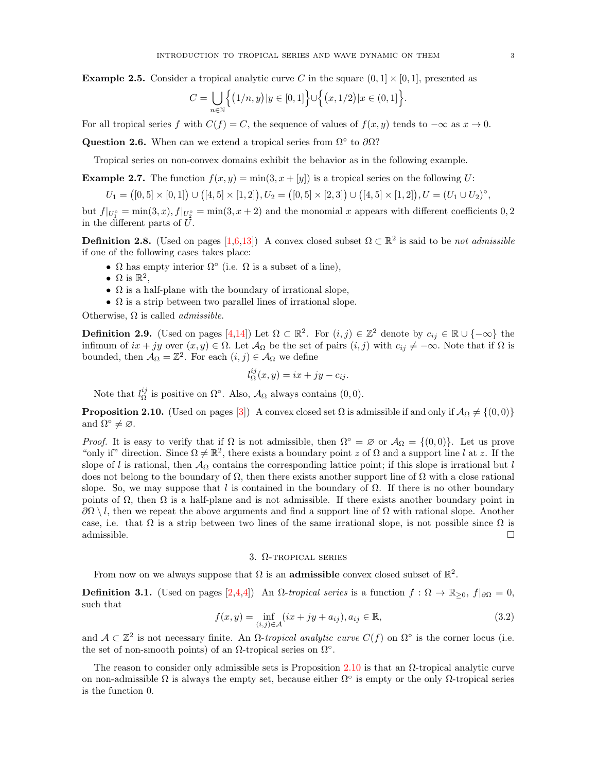**Example 2.5.** Consider a tropical analytic curve $C$ in the square $(0, 1] \times [0, 1]$, presented as

$$C = \bigcup_{n\in\mathbb{N}} \Big\{ \big(1/n, y\big) \,|\, y \in [0, 1] \Big\} \cup \Big\{ \big(x, 1/2\big) \,|\, x \in (0, 1] \Big\}.$$

For all tropical series $f$ with $C(f) = C$, the sequence of values of $f(x, y)$ tends to $-\infty$ as $x \to 0$.

**Question 2.6.** When can we extend a tropical series from $\Omega^\circ$ to $\partial\Omega$?

Tropical series on non-convex domains exhibit the behavior as in the following example.

**Example 2.7.** The function $f(x, y) = \min(3, x + [y])$ is a tropical series on the following $U$:

$$U_1 = \big([0, 5] \times [0, 1]\big) \cup \big([4, 5] \times [1, 2]\big), U_2 = \big([0, 5] \times [2, 3]\big) \cup \big([4, 5] \times [1, 2]\big), U = (U_1 \cup U_2)^\circ,$$

but $f|_{U_1^\circ} = \min(3, x), f|_{U_2^\circ} = \min(3, x + 2)$ and the monomial $x$ appears with different coefficients $0, 2$ in the different parts of $U$.

**Definition 2.8.** (Used on pages [1,6,13]) A convex closed subset $\Omega \subset \mathbb{R}^2$ is said to be *not admissible* if one of the following cases takes place:

- $\Omega$ has empty interior $\Omega^\circ$ (i.e. $\Omega$ is a subset of a line),
- $\Omega$ is $\mathbb{R}^2$,
- $\Omega$ is a half-plane with the boundary of irrational slope,
- $\Omega$ is a strip between two parallel lines of irrational slope.

Otherwise, $\Omega$ is called *admissible*.

**Definition 2.9.** (Used on pages [4,14]) Let $\Omega \subset \mathbb{R}^2$. For $(i, j) \in \mathbb{Z}^2$ denote by $c_{ij} \in \mathbb{R} \cup \{-\infty\}$ the infimum of $ix + jy$ over $(x, y) \in \Omega$. Let $\mathcal{A}_\Omega$ be the set of pairs $(i, j)$ with $c_{ij} \neq -\infty$. Note that if $\Omega$ is bounded, then $\mathcal{A}_\Omega = \mathbb{Z}^2$. For each $(i, j) \in \mathcal{A}_\Omega$ we define

$$l^{ij}_\Omega(x, y) = ix + jy - c_{ij}.$$

Note that $l^{ij}_\Omega$ is positive on $\Omega^\circ$. Also, $\mathcal{A}_\Omega$ always contains $(0, 0)$.

**Proposition 2.10.** (Used on pages [3]) A convex closed set $\Omega$ is admissible if and only if $\mathcal{A}_\Omega \neq \{(0, 0)\}$ and $\Omega^\circ \neq \varnothing$.

*Proof.* It is easy to verify that if $\Omega$ is not admissible, then $\Omega^\circ = \varnothing$ or $\mathcal{A}_\Omega = \{(0, 0)\}$. Let us prove "only if" direction. Since $\Omega \neq \mathbb{R}^2$, there exists a boundary point $z$ of $\Omega$ and a support line $l$ at $z$. If the slope of $l$ is rational, then $\mathcal{A}_\Omega$ contains the corresponding lattice point; if this slope is irrational but $l$ does not belong to the boundary of $\Omega$, then there exists another support line of $\Omega$ with a close rational slope. So, we may suppose that $l$ is contained in the boundary of $\Omega$. If there is no other boundary points of $\Omega$, then $\Omega$ is a half-plane and is not admissible. If there exists another boundary point in $\partial\Omega \setminus l$, then we repeat the above arguments and find a support line of $\Omega$ with rational slope. Another case, i.e. that $\Omega$ is a strip between two lines of the same irrational slope, is not possible since $\Omega$ is admissible. $\square$

## 3. $\Omega$-tropical series

From now on we always suppose that $\Omega$ is an **admissible** convex closed subset of $\mathbb{R}^2$.

**Definition 3.1.** (Used on pages [2,4,4]) An $\Omega$-*tropical series* is a function $f : \Omega \to \mathbb{R}_{\geq 0}$, $f|_{\partial\Omega} = 0$, such that

$$f(x, y) = \inf_{(i,j)\in\mathcal{A}} (ix + jy + a_{ij}), a_{ij} \in \mathbb{R}, \tag{3.2}$$

and $\mathcal{A} \subset \mathbb{Z}^2$ is not necessary finite. An $\Omega$-*tropical analytic curve* $C(f)$ on $\Omega^\circ$ is the corner locus (i.e. the set of non-smooth points) of an $\Omega$-tropical series on $\Omega^\circ$.

The reason to consider only admissible sets is Proposition 2.10 is that an $\Omega$-tropical analytic curve on non-admissible $\Omega$ is always the empty set, because either $\Omega^\circ$ is empty or the only $\Omega$-tropical series is the function 0.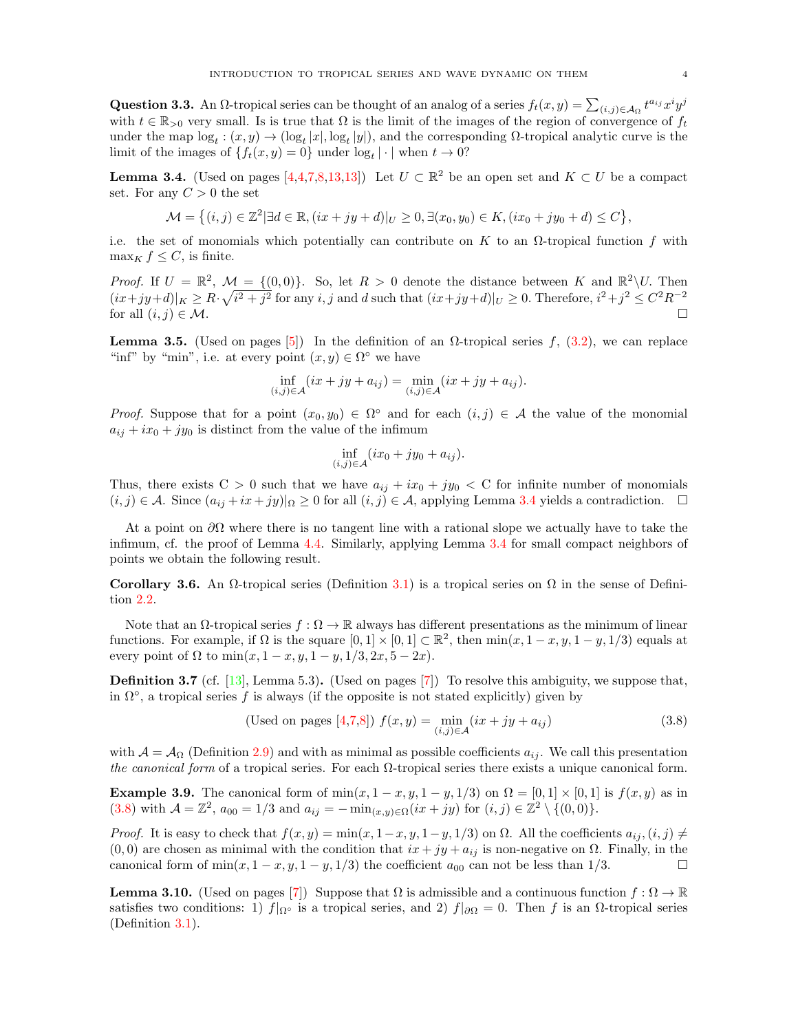**Question 3.3.** An $\Omega$-tropical series can be thought of an analog of a series $f_t(x,y) = \sum_{(i,j)\in\mathcal{A}_\Omega} t^{a_{ij}} x^i y^j$ with $t \in \mathbb{R}_{>0}$ very small. Is is true that $\Omega$ is the limit of the images of the region of convergence of $f_t$ under the map $\log_t : (x,y) \to (\log_t |x|, \log_t |y|)$, and the corresponding $\Omega$-tropical analytic curve is the limit of the images of $\{f_t(x,y) = 0\}$ under $\log_t |\cdot|$ when $t \to 0$?

**Lemma 3.4.** (Used on pages [4,4,7,8,13,13]) Let $U \subset \mathbb{R}^2$ be an open set and $K \subset U$ be a compact set. For any $C > 0$ the set

$$\mathcal{M} = \left\{(i,j) \in \mathbb{Z}^2 | \exists d \in \mathbb{R}, (ix + jy + d)|_U \geq 0, \exists (x_0, y_0) \in K, (ix_0 + jy_0 + d) \leq C\right\},$$

i.e. the set of monomials which potentially can contribute on $K$ to an $\Omega$-tropical function $f$ with $\max_K f \leq C$, is finite.

*Proof.* If $U = \mathbb{R}^2$, $\mathcal{M} = \{(0,0)\}$. So, let $R > 0$ denote the distance between $K$ and $\mathbb{R}^2 \backslash U$. Then $(ix+jy+d)|_K \geq R \cdot \sqrt{i^2+j^2}$ for any $i, j$ and $d$ such that $(ix+jy+d)|_U \geq 0$. Therefore, $i^2+j^2 \leq C^2 R^{-2}$ for all $(i,j) \in \mathcal{M}$. $\square$

**Lemma 3.5.** (Used on pages [5]) In the definition of an $\Omega$-tropical series $f$, (3.2), we can replace "inf" by "min", i.e. at every point $(x,y) \in \Omega^\circ$ we have

$$\inf_{(i,j)\in\mathcal{A}} (ix + jy + a_{ij}) = \min_{(i,j)\in\mathcal{A}} (ix + jy + a_{ij}).$$

*Proof.* Suppose that for a point $(x_0, y_0) \in \Omega^\circ$ and for each $(i,j) \in \mathcal{A}$ the value of the monomial $a_{ij} + ix_0 + jy_0$ is distinct from the value of the infimum

$$\inf_{(i,j)\in\mathcal{A}} (ix_0 + jy_0 + a_{ij}).$$

Thus, there exists C $> 0$ such that we have $a_{ij} + ix_0 + jy_0 <$ C for infinite number of monomials $(i,j) \in \mathcal{A}$. Since $(a_{ij} + ix + jy)|_\Omega \geq 0$ for all $(i,j) \in \mathcal{A}$, applying Lemma 3.4 yields a contradiction. $\square$

At a point on $\partial\Omega$ where there is no tangent line with a rational slope we actually have to take the infimum, cf. the proof of Lemma 4.4. Similarly, applying Lemma 3.4 for small compact neighbors of points we obtain the following result.

**Corollary 3.6.** An $\Omega$-tropical series (Definition 3.1) is a tropical series on $\Omega$ in the sense of Definition 2.2.

Note that an $\Omega$-tropical series $f : \Omega \to \mathbb{R}$ always has different presentations as the minimum of linear functions. For example, if $\Omega$ is the square $[0,1] \times [0,1] \subset \mathbb{R}^2$, then $\min(x, 1-x, y, 1-y, 1/3)$ equals at every point of $\Omega$ to $\min(x, 1-x, y, 1-y, 1/3, 2x, 5-2x)$.

**Definition 3.7** (cf. [13], Lemma 5.3)**.** (Used on pages [7]) To resolve this ambiguity, we suppose that, in $\Omega^\circ$, a tropical series $f$ is always (if the opposite is not stated explicitly) given by

$$\text{(Used on pages [4,7,8])}\ f(x,y) = \min_{(i,j)\in\mathcal{A}} (ix + jy + a_{ij}) \tag{3.8}$$

with $\mathcal{A} = \mathcal{A}_\Omega$ (Definition 2.9) and with as minimal as possible coefficients $a_{ij}$. We call this presentation *the canonical form* of a tropical series. For each $\Omega$-tropical series there exists a unique canonical form.

**Example 3.9.** The canonical form of $\min(x, 1-x, y, 1-y, 1/3)$ on $\Omega = [0,1] \times [0,1]$ is $f(x,y)$ as in (3.8) with $\mathcal{A} = \mathbb{Z}^2$, $a_{00} = 1/3$ and $a_{ij} = -\min_{(x,y)\in\Omega}(ix + jy)$ for $(i,j) \in \mathbb{Z}^2 \setminus \{(0,0)\}$.

*Proof.* It is easy to check that $f(x,y) = \min(x, 1-x, y, 1-y, 1/3)$ on $\Omega$. All the coefficients $a_{ij}, (i,j) \neq (0,0)$ are chosen as minimal with the condition that $ix + jy + a_{ij}$ is non-negative on $\Omega$. Finally, in the canonical form of $\min(x, 1-x, y, 1-y, 1/3)$ the coefficient $a_{00}$ can not be less than $1/3$. $\square$

**Lemma 3.10.** (Used on pages [7]) Suppose that $\Omega$ is admissible and a continuous function $f : \Omega \to \mathbb{R}$ satisfies two conditions: 1) $f|_{\Omega^\circ}$ is a tropical series, and 2) $f|_{\partial\Omega} = 0$. Then $f$ is an $\Omega$-tropical series (Definition 3.1).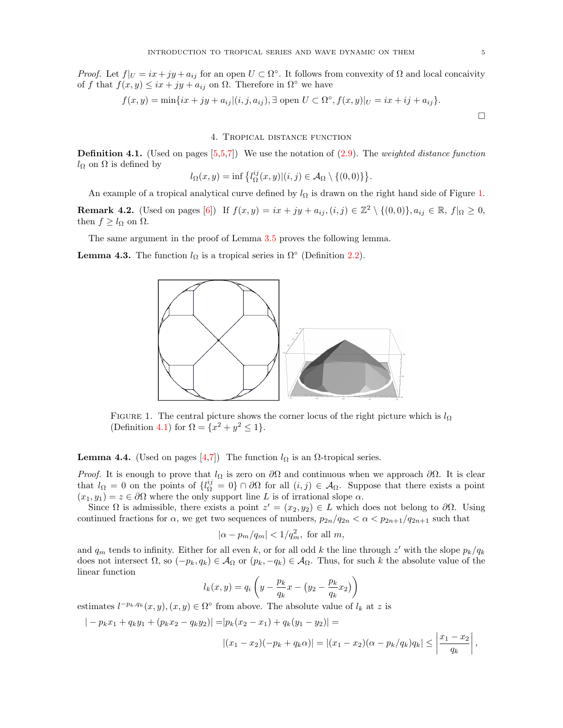*Proof.* Let $f|_U = ix + jy + a_{ij}$ for an open $U \subset \Omega^\circ$. It follows from convexity of $\Omega$ and local concaivity of $f$ that $f(x,y) \leq ix + jy + a_{ij}$ on $\Omega$. Therefore in $\Omega^\circ$ we have

$$f(x,y) = \min\{ix + jy + a_{ij} | (i,j,a_{ij}), \exists \text{ open } U \subset \Omega^\circ, f(x,y)|_U = ix + ij + a_{ij}\}.$$

□

## 4. Tropical distance function

**Definition 4.1.** (Used on pages [5,5,7]) We use the notation of (2.9). The *weighted distance function* $l_\Omega$ on $\Omega$ is defined by

$$l_\Omega(x,y) = \inf\left\{ l^{ij}_\Omega(x,y) | (i,j) \in \mathcal{A}_\Omega \setminus \{(0,0)\}\right\}.$$

An example of a tropical analytical curve defined by $l_\Omega$ is drawn on the right hand side of Figure 1.

**Remark 4.2.** (Used on pages [6]) If $f(x,y) = ix + jy + a_{ij}, (i,j) \in \mathbb{Z}^2 \setminus \{(0,0)\}, a_{ij} \in \mathbb{R}, f|_\Omega \geq 0$, then $f \geq l_\Omega$ on $\Omega$.

The same argument in the proof of Lemma 3.5 proves the following lemma.

**Lemma 4.3.** The function $l_\Omega$ is a tropical series in $\Omega^\circ$ (Definition 2.2).

Figure 1. The central picture shows the corner locus of the right picture which is $l_\Omega$ (Definition 4.1) for $\Omega = \{x^2 + y^2 \leq 1\}$.

**Lemma 4.4.** (Used on pages [4,7]) The function $l_\Omega$ is an $\Omega$-tropical series.

*Proof.* It is enough to prove that $l_\Omega$ is zero on $\partial\Omega$ and continuous when we approach $\partial\Omega$. It is clear that $l_\Omega = 0$ on the points of $\{l^{ij}_\Omega = 0\} \cap \partial\Omega$ for all $(i,j) \in \mathcal{A}_\Omega$. Suppose that there exists a point $(x_1, y_1) = z \in \partial\Omega$ where the only support line $L$ is of irrational slope $\alpha$.

Since $\Omega$ is admissible, there exists a point $z' = (x_2, y_2) \in L$ which does not belong to $\partial\Omega$. Using continued fractions for $\alpha$, we get two sequences of numbers, $p_{2n}/q_{2n} < \alpha < p_{2n+1}/q_{2n+1}$ such that

$$|\alpha - p_m/q_m| < 1/q_m^2, \text{ for all } m,$$

and $q_m$ tends to infinity. Either for all even $k$, or for all odd $k$ the line through $z'$ with the slope $p_k/q_k$ does not intersect $\Omega$, so $(-p_k, q_k) \in \mathcal{A}_\Omega$ or $(p_k, -q_k) \in \mathcal{A}_\Omega$. Thus, for such $k$ the absolute value of the linear function

$$l_k(x,y) = q_i\left(y - \frac{p_k}{q_k}x - \left(y_2 - \frac{p_k}{q_k}x_2\right)\right)$$

estimates $l^{-p_k,q_k}(x,y), (x,y) \in \Omega^\circ$ from above. The absolute value of $l_k$ at $z$ is

$$|-p_kx_1 + q_ky_1 + (p_kx_2 - q_ky_2)| = |p_k(x_2 - x_1) + q_k(y_1 - y_2)| =$$

$$|(x_1 - x_2)(-p_k + q_k\alpha)| = |(x_1 - x_2)(\alpha - p_k/q_k)q_k| \leq \left|\frac{x_1 - x_2}{q_k}\right|,$$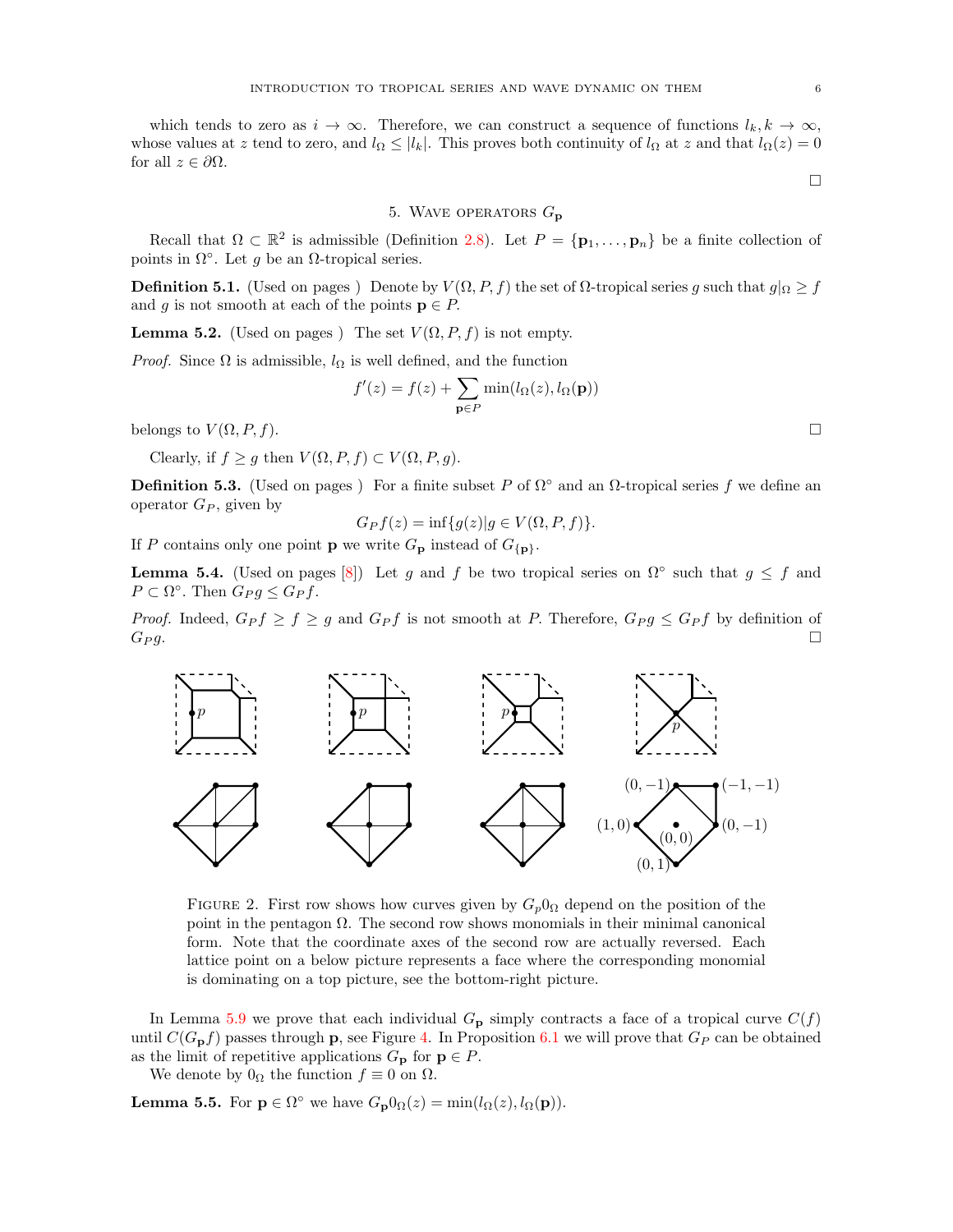which tends to zero as $i \to \infty$. Therefore, we can construct a sequence of functions $l_k, k \to \infty$, whose values at $z$ tend to zero, and $l_\Omega \le |l_k|$. This proves both continuity of $l_\Omega$ at $z$ and that $l_\Omega(z) = 0$ for all $z \in \partial\Omega$.

□

## 5. Wave operators $G_{\mathbf{p}}$

Recall that $\Omega \subset \mathbb{R}^2$ is admissible (Definition 2.8). Let $P = \{\mathbf{p}_1, \ldots, \mathbf{p}_n\}$ be a finite collection of points in $\Omega^\circ$. Let $g$ be an $\Omega$-tropical series.

**Definition 5.1.** (Used on pages ) Denote by $V(\Omega, P, f)$ the set of $\Omega$-tropical series $g$ such that $g|_\Omega \ge f$ and $g$ is not smooth at each of the points $\mathbf{p} \in P$.

**Lemma 5.2.** (Used on pages ) The set $V(\Omega, P, f)$ is not empty.

*Proof.* Since $\Omega$ is admissible, $l_\Omega$ is well defined, and the function

$$f'(z) = f(z) + \sum_{\mathbf{p} \in P} \min(l_\Omega(z), l_\Omega(\mathbf{p}))$$

belongs to $V(\Omega, P, f)$. □

Clearly, if $f \ge g$ then $V(\Omega, P, f) \subset V(\Omega, P, g)$.

**Definition 5.3.** (Used on pages ) For a finite subset $P$ of $\Omega^\circ$ and an $\Omega$-tropical series $f$ we define an operator $G_P$, given by

$$G_P f(z) = \inf\{g(z) | g \in V(\Omega, P, f)\}.$$

If $P$ contains only one point $\mathbf{p}$ we write $G_{\mathbf{p}}$ instead of $G_{\{\mathbf{p}\}}$.

**Lemma 5.4.** (Used on pages [8]) Let $g$ and $f$ be two tropical series on $\Omega^\circ$ such that $g \le f$ and $P \subset \Omega^\circ$. Then $G_P g \le G_P f$.

*Proof.* Indeed, $G_P f \ge f \ge g$ and $G_P f$ is not smooth at $P$. Therefore, $G_P g \le G_P f$ by definition of $G_P g$. □

FIGURE 2. First row shows how curves given by $G_p 0_\Omega$ depend on the position of the point in the pentagon $\Omega$. The second row shows monomials in their minimal canonical form. Note that the coordinate axes of the second row are actually reversed. Each lattice point on a below picture represents a face where the corresponding monomial is dominating on a top picture, see the bottom-right picture.

In Lemma 5.9 we prove that each individual $G_{\mathbf{p}}$ simply contracts a face of a tropical curve $C(f)$ until $C(G_{\mathbf{p}} f)$ passes through $\mathbf{p}$, see Figure 4. In Proposition 6.1 we will prove that $G_P$ can be obtained as the limit of repetitive applications $G_{\mathbf{p}}$ for $\mathbf{p} \in P$.

We denote by $0_\Omega$ the function $f \equiv 0$ on $\Omega$.

**Lemma 5.5.** For $\mathbf{p} \in \Omega^\circ$ we have $G_{\mathbf{p}} 0_\Omega(z) = \min(l_\Omega(z), l_\Omega(\mathbf{p}))$.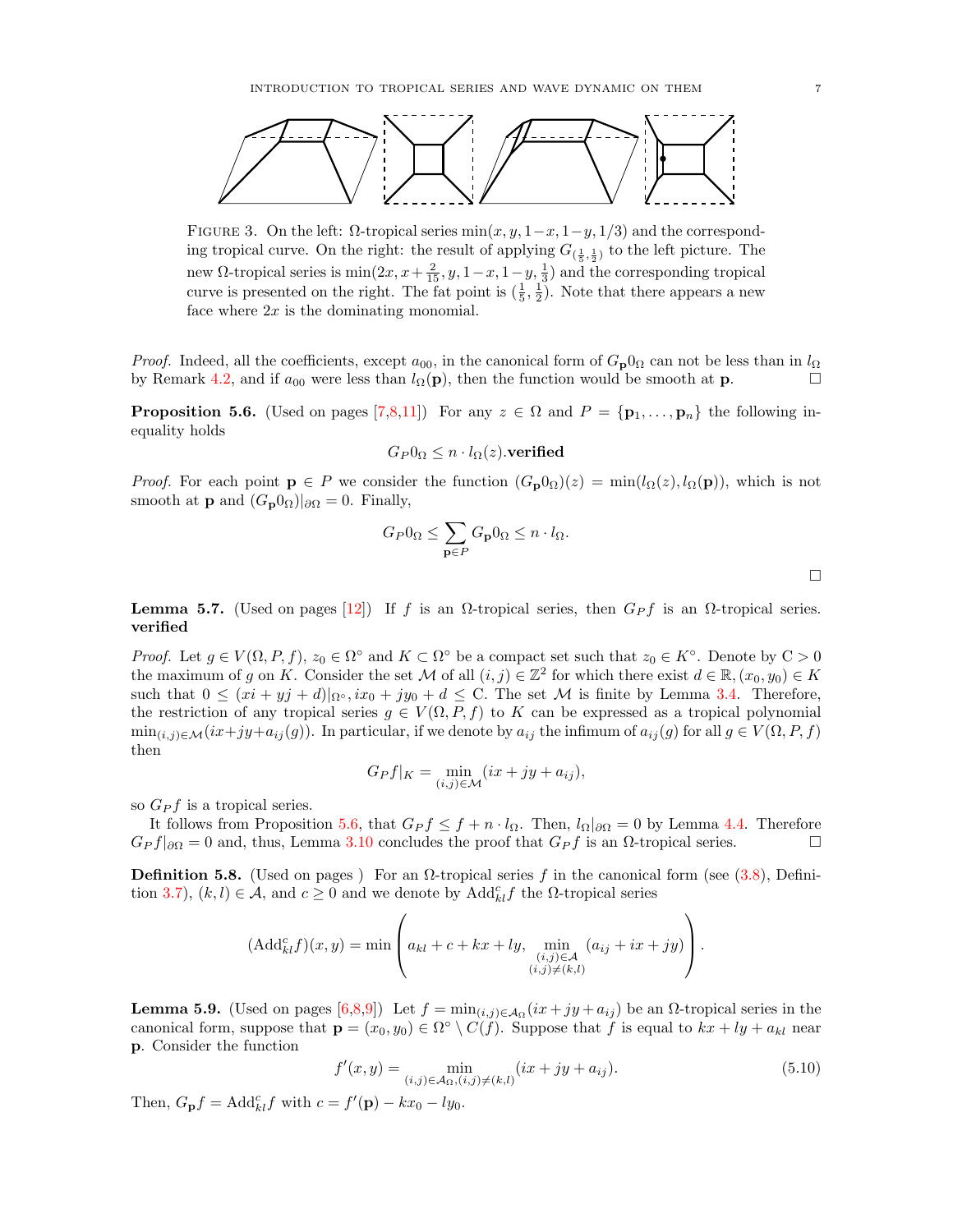FIGURE 3. On the left: $\Omega$-tropical series $\min(x, y, 1-x, 1-y, 1/3)$ and the corresponding tropical curve. On the right: the result of applying $G_{(\frac{1}{5},\frac{1}{2})}$ to the left picture. The new $\Omega$-tropical series is $\min(2x, x+\frac{2}{15}, y, 1-x, 1-y, \frac{1}{3})$ and the corresponding tropical curve is presented on the right. The fat point is $(\frac{1}{5}, \frac{1}{2})$. Note that there appears a new face where $2x$ is the dominating monomial.

*Proof.* Indeed, all the coefficients, except $a_{00}$, in the canonical form of $G_{\mathbf{p}}0_\Omega$ can not be less than in $l_\Omega$ by Remark 4.2, and if $a_{00}$ were less than $l_\Omega(\mathbf{p})$, then the function would be smooth at $\mathbf{p}$. $\square$

**Proposition 5.6.** (Used on pages [7,8,11]) For any $z \in \Omega$ and $P = \{\mathbf{p}_1, \dots, \mathbf{p}_n\}$ the following inequality holds

$$G_P 0_\Omega \leq n \cdot l_\Omega(z).\textbf{verified}$$

*Proof.* For each point $\mathbf{p} \in P$ we consider the function $(G_{\mathbf{p}}0_\Omega)(z) = \min(l_\Omega(z), l_\Omega(\mathbf{p}))$, which is not smooth at $\mathbf{p}$ and $(G_{\mathbf{p}}0_\Omega)|_{\partial\Omega} = 0$. Finally,

$$G_P 0_\Omega \leq \sum_{\mathbf{p}\in P} G_{\mathbf{p}} 0_\Omega \leq n \cdot l_\Omega.$$

$\square$

**Lemma 5.7.** (Used on pages [12]) If $f$ is an $\Omega$-tropical series, then $G_P f$ is an $\Omega$-tropical series. **verified**

*Proof.* Let $g \in V(\Omega, P, f)$, $z_0 \in \Omega^\circ$ and $K \subset \Omega^\circ$ be a compact set such that $z_0 \in K^\circ$. Denote by $\mathrm{C} > 0$ the maximum of $g$ on $K$. Consider the set $\mathcal{M}$ of all $(i,j) \in \mathbb{Z}^2$ for which there exist $d \in \mathbb{R}, (x_0, y_0) \in K$ such that $0 \leq (xi + yj + d)|_{\Omega^\circ}, ix_0 + jy_0 + d \leq \mathrm{C}$. The set $\mathcal{M}$ is finite by Lemma 3.4. Therefore, the restriction of any tropical series $g \in V(\Omega, P, f)$ to $K$ can be expressed as a tropical polynomial $\min_{(i,j)\in\mathcal{M}}(ix+jy+a_{ij}(g))$. In particular, if we denote by $a_{ij}$ the infimum of $a_{ij}(g)$ for all $g \in V(\Omega, P, f)$ then

$$G_P f|_K = \min_{(i,j)\in\mathcal{M}} (ix + jy + a_{ij}),$$

so $G_P f$ is a tropical series.

It follows from Proposition 5.6, that $G_P f \leq f + n \cdot l_\Omega$. Then, $l_\Omega|_{\partial\Omega} = 0$ by Lemma 4.4. Therefore $G_P f|_{\partial\Omega} = 0$ and, thus, Lemma 3.10 concludes the proof that $G_P f$ is an $\Omega$-tropical series. $\square$

**Definition 5.8.** (Used on pages ) For an $\Omega$-tropical series $f$ in the canonical form (see (3.8), Definition 3.7), $(k,l) \in \mathcal{A}$, and $c \geq 0$ and we denote by $\mathrm{Add}^c_{kl} f$ the $\Omega$-tropical series

$$(\mathrm{Add}^c_{kl} f)(x,y) = \min\left( a_{kl} + c + kx + ly, \min_{\substack{(i,j)\in\mathcal{A} \\ (i,j)\neq(k,l)}} (a_{ij} + ix + jy) \right).$$

**Lemma 5.9.** (Used on pages [6,8,9]) Let $f = \min_{(i,j)\in\mathcal{A}_\Omega}(ix+jy+a_{ij})$ be an $\Omega$-tropical series in the canonical form, suppose that $\mathbf{p} = (x_0, y_0) \in \Omega^\circ \setminus C(f)$. Suppose that $f$ is equal to $kx + ly + a_{kl}$ near $\mathbf{p}$. Consider the function

$$f'(x,y) = \min_{(i,j)\in\mathcal{A}_\Omega, (i,j)\neq(k,l)} (ix + jy + a_{ij}). \tag{5.10}$$

Then, $G_{\mathbf{p}} f = \mathrm{Add}^c_{kl} f$ with $c = f'(\mathbf{p}) - kx_0 - ly_0$.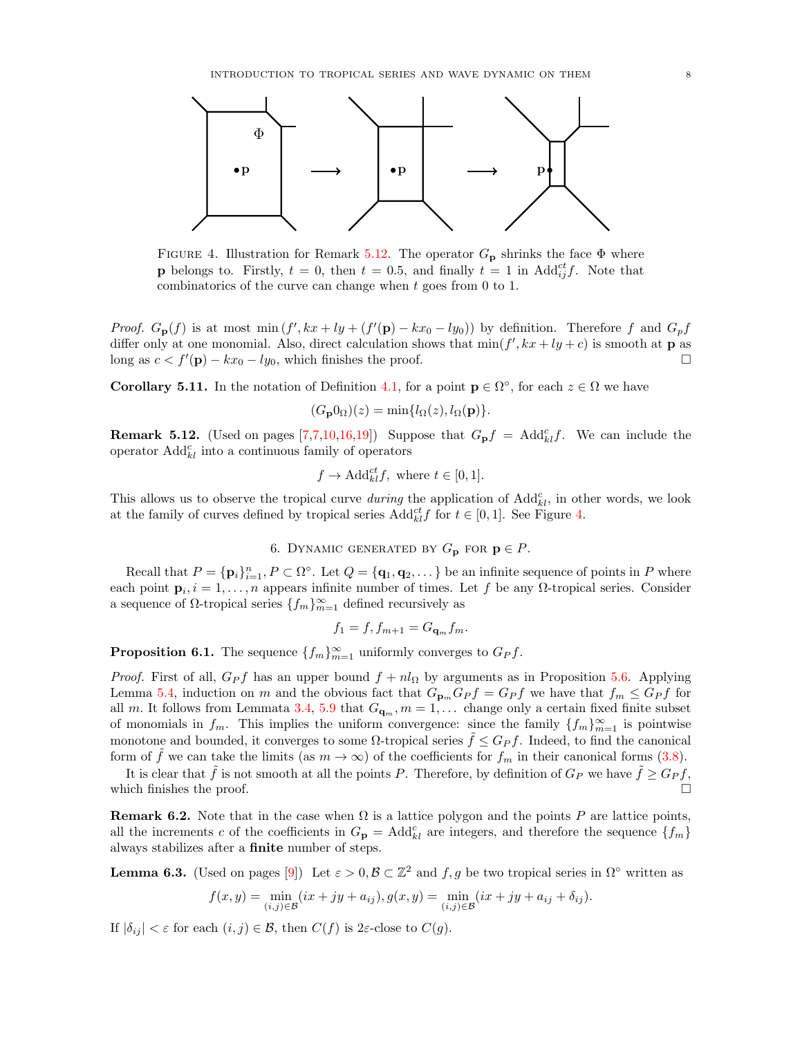FIGURE 4. Illustration for Remark 5.12. The operator $G_{\mathbf{p}}$ shrinks the face $\Phi$ where $\mathbf{p}$ belongs to. Firstly, $t = 0$, then $t = 0.5$, and finally $t = 1$ in $\mathrm{Add}^{ct}_{ij} f$. Note that combinatorics of the curve can change when $t$ goes from 0 to 1.

*Proof.* $G_{\mathbf{p}}(f)$ is at most $\min(f', kx + ly + (f'(\mathbf{p}) - kx_0 - ly_0))$ by definition. Therefore $f$ and $G_p f$ differ only at one monomial. Also, direct calculation shows that $\min(f', kx + ly + c)$ is smooth at $\mathbf{p}$ as long as $c < f'(\mathbf{p}) - kx_0 - ly_0$, which finishes the proof. □

**Corollary 5.11.** In the notation of Definition 4.1, for a point $\mathbf{p} \in \Omega^\circ$, for each $z \in \Omega$ we have

$$(G_{\mathbf{p}} 0_\Omega)(z) = \min\{l_\Omega(z), l_\Omega(\mathbf{p})\}.$$

**Remark 5.12.** (Used on pages [7,7,10,16,19]) Suppose that $G_{\mathbf{p}} f = \mathrm{Add}^c_{kl} f$. We can include the operator $\mathrm{Add}^c_{kl}$ into a continuous family of operators

$$f \to \mathrm{Add}^{ct}_{kl} f, \text{ where } t \in [0, 1].$$

This allows us to observe the tropical curve *during* the application of $\mathrm{Add}^c_{kl}$, in other words, we look at the family of curves defined by tropical series $\mathrm{Add}^{ct}_{kl} f$ for $t \in [0, 1]$. See Figure 4.

## 6. Dynamic generated by $G_{\mathbf{p}}$ for $\mathbf{p} \in P$.

Recall that $P = \{\mathbf{p}_i\}_{i=1}^n, P \subset \Omega^\circ$. Let $Q = \{\mathbf{q}_1, \mathbf{q}_2, \dots\}$ be an infinite sequence of points in $P$ where each point $\mathbf{p}_i, i = 1, \dots, n$ appears infinite number of times. Let $f$ be any $\Omega$-tropical series. Consider a sequence of $\Omega$-tropical series $\{f_m\}_{m=1}^\infty$ defined recursively as

$$f_1 = f, f_{m+1} = G_{\mathbf{q}_m} f_m.$$

**Proposition 6.1.** The sequence $\{f_m\}_{m=1}^\infty$ uniformly converges to $G_P f$.

*Proof.* First of all, $G_P f$ has an upper bound $f + nl_\Omega$ by arguments as in Proposition 5.6. Applying Lemma 5.4, induction on $m$ and the obvious fact that $G_{\mathbf{p}_m} G_P f = G_P f$ we have that $f_m \leq G_P f$ for all $m$. It follows from Lemmata 3.4, 5.9 that $G_{\mathbf{q}_m}, m = 1, \dots$ change only a certain fixed finite subset of monomials in $f_m$. This implies the uniform convergence: since the family $\{f_m\}_{m=1}^\infty$ is pointwise monotone and bounded, it converges to some $\Omega$-tropical series $\tilde{f} \leq G_P f$. Indeed, to find the canonical form of $\tilde{f}$ we can take the limits (as $m \to \infty$) of the coefficients for $f_m$ in their canonical forms (3.8).

It is clear that $\tilde{f}$ is not smooth at all the points $P$. Therefore, by definition of $G_P$ we have $\tilde{f} \geq G_P f$, which finishes the proof. □

**Remark 6.2.** Note that in the case when $\Omega$ is a lattice polygon and the points $P$ are lattice points, all the increments $c$ of the coefficients in $G_{\mathbf{p}} = \mathrm{Add}^c_{kl}$ are integers, and therefore the sequence $\{f_m\}$ always stabilizes after a **finite** number of steps.

**Lemma 6.3.** (Used on pages [9]) Let $\varepsilon > 0, \mathcal{B} \subset \mathbb{Z}^2$ and $f, g$ be two tropical series in $\Omega^\circ$ written as

$$f(x, y) = \min_{(i,j) \in \mathcal{B}} (ix + jy + a_{ij}), g(x, y) = \min_{(i,j) \in \mathcal{B}} (ix + jy + a_{ij} + \delta_{ij}).$$

If $|\delta_{ij}| < \varepsilon$ for each $(i, j) \in \mathcal{B}$, then $C(f)$ is $2\varepsilon$-close to $C(g)$.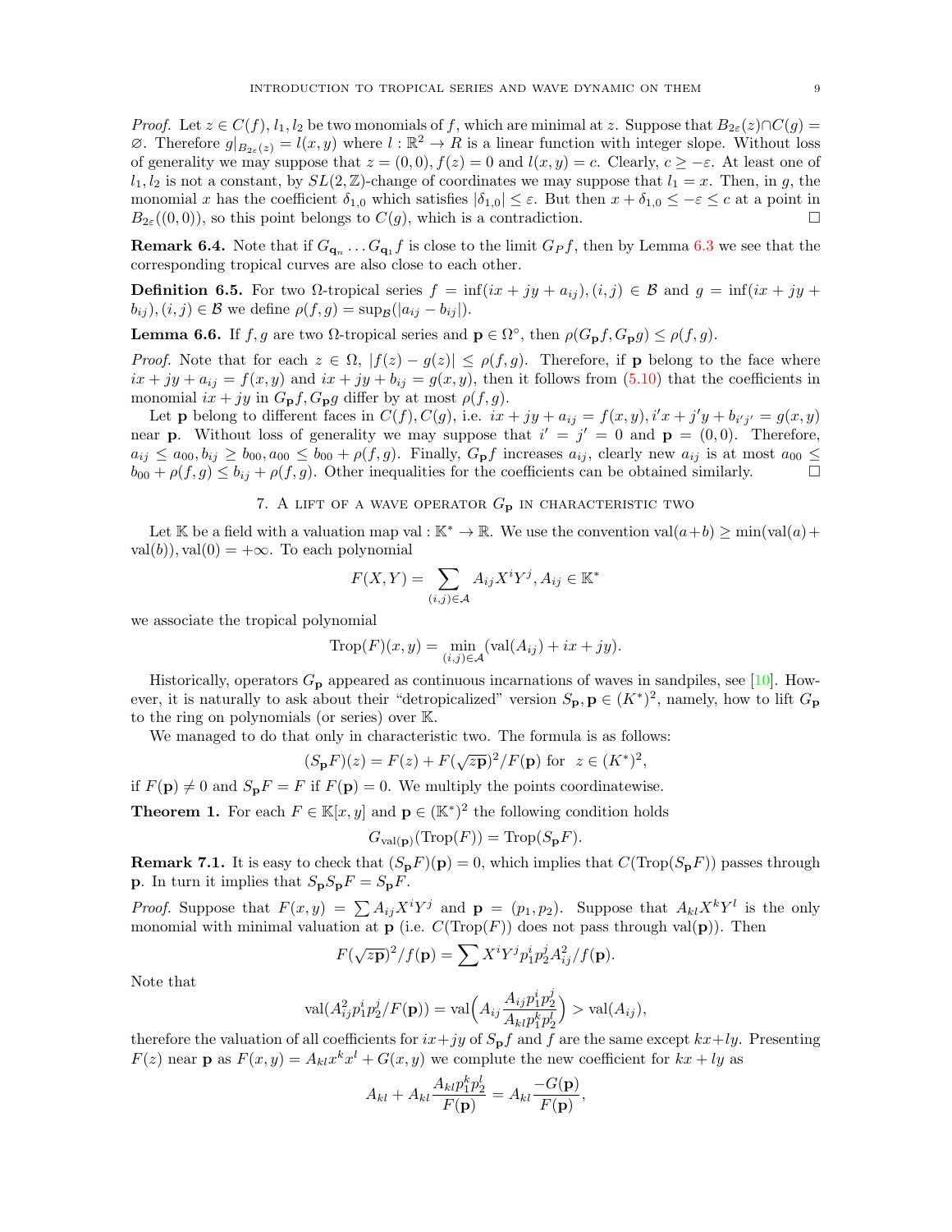*Proof.* Let $z \in C(f)$, $l_1, l_2$ be two monomials of $f$, which are minimal at $z$. Suppose that $B_{2\varepsilon}(z) \cap C(g) = \varnothing$. Therefore $g|_{B_{2\varepsilon}(z)} = l(x,y)$ where $l : \mathbb{R}^2 \to R$ is a linear function with integer slope. Without loss of generality we may suppose that $z = (0,0)$, $f(z) = 0$ and $l(x,y) = c$. Clearly, $c \geq -\varepsilon$. At least one of $l_1, l_2$ is not a constant, by $SL(2,\mathbb{Z})$-change of coordinates we may suppose that $l_1 = x$. Then, in $g$, the monomial $x$ has the coefficient $\delta_{1,0}$ which satisfies $|\delta_{1,0}| \leq \varepsilon$. But then $x + \delta_{1,0} \leq -\varepsilon \leq c$ at a point in $B_{2\varepsilon}((0,0))$, so this point belongs to $C(g)$, which is a contradiction. $\square$

**Remark 6.4.** Note that if $G_{\mathbf{q}_n} \dots G_{\mathbf{q}_1} f$ is close to the limit $G_P f$, then by Lemma 6.3 we see that the corresponding tropical curves are also close to each other.

**Definition 6.5.** For two $\Omega$-tropical series $f = \inf(ix + jy + a_{ij}), (i,j) \in \mathcal{B}$ and $g = \inf(ix + jy + b_{ij}), (i,j) \in \mathcal{B}$ we define $\rho(f,g) = \sup_{\mathcal{B}}(|a_{ij} - b_{ij}|)$.

**Lemma 6.6.** If $f, g$ are two $\Omega$-tropical series and $\mathbf{p} \in \Omega^\circ$, then $\rho(G_\mathbf{p} f, G_\mathbf{p} g) \leq \rho(f,g)$.

*Proof.* Note that for each $z \in \Omega$, $|f(z) - g(z)| \leq \rho(f,g)$. Therefore, if $\mathbf{p}$ belong to the face where $ix + jy + a_{ij} = f(x,y)$ and $ix + jy + b_{ij} = g(x,y)$, then it follows from (5.10) that the coefficients in monomial $ix + jy$ in $G_\mathbf{p} f, G_\mathbf{p} g$ differ by at most $\rho(f,g)$.

Let $\mathbf{p}$ belong to different faces in $C(f), C(g)$, i.e. $ix + jy + a_{ij} = f(x,y), i'x + j'y + b_{i'j'} = g(x,y)$ near $\mathbf{p}$. Without loss of generality we may suppose that $i' = j' = 0$ and $\mathbf{p} = (0,0)$. Therefore, $a_{ij} \leq a_{00}, b_{ij} \geq b_{00}, a_{00} \leq b_{00} + \rho(f,g)$. Finally, $G_\mathbf{p} f$ increases $a_{ij}$, clearly new $a_{ij}$ is at most $a_{00} \leq b_{00} + \rho(f,g) \leq b_{ij} + \rho(f,g)$. Other inequalities for the coefficients can be obtained similarly. $\square$

## 7. A lift of a wave operator $G_\mathbf{p}$ in characteristic two

Let $\mathbb{K}$ be a field with a valuation map $\mathrm{val} : \mathbb{K}^* \to \mathbb{R}$. We use the convention $\mathrm{val}(a+b) \geq \min(\mathrm{val}(a) + \mathrm{val}(b)), \mathrm{val}(0) = +\infty$. To each polynomial

$$F(X,Y) = \sum_{(i,j)\in\mathcal{A}} A_{ij} X^i Y^j, A_{ij} \in \mathbb{K}^*$$

we associate the tropical polynomial

$$\mathrm{Trop}(F)(x,y) = \min_{(i,j)\in\mathcal{A}} (\mathrm{val}(A_{ij}) + ix + jy).$$

Historically, operators $G_\mathbf{p}$ appeared as continuous incarnations of waves in sandpiles, see [10]. However, it is naturally to ask about their "detropicalized" version $S_\mathbf{p}, \mathbf{p} \in (K^*)^2$, namely, how to lift $G_\mathbf{p}$ to the ring on polynomials (or series) over $\mathbb{K}$.

We managed to do that only in characteristic two. The formula is as follows:

$$(S_\mathbf{p} F)(z) = F(z) + F(\sqrt{z\mathbf{p}})^2 / F(\mathbf{p}) \text{ for } \ z \in (K^*)^2,$$

if $F(\mathbf{p}) \neq 0$ and $S_\mathbf{p} F = F$ if $F(\mathbf{p}) = 0$. We multiply the points coordinatewise.

**Theorem 1.** For each $F \in \mathbb{K}[x,y]$ and $\mathbf{p} \in (\mathbb{K}^*)^2$ the following condition holds

$$G_{\mathrm{val}(\mathbf{p})}(\mathrm{Trop}(F)) = \mathrm{Trop}(S_\mathbf{p} F).$$

**Remark 7.1.** It is easy to check that $(S_\mathbf{p} F)(\mathbf{p}) = 0$, which implies that $C(\mathrm{Trop}(S_\mathbf{p} F))$ passes through $\mathbf{p}$. In turn it implies that $S_\mathbf{p} S_\mathbf{p} F = S_\mathbf{p} F$.

*Proof.* Suppose that $F(x,y) = \sum A_{ij} X^i Y^j$ and $\mathbf{p} = (p_1, p_2)$. Suppose that $A_{kl} X^k Y^l$ is the only monomial with minimal valuation at $\mathbf{p}$ (i.e. $C(\mathrm{Trop}(F))$ does not pass through $\mathrm{val}(\mathbf{p})$). Then

$$F(\sqrt{z\mathbf{p}})^2 / f(\mathbf{p}) = \sum X^i Y^j p_1^i p_2^j A_{ij}^2 / f(\mathbf{p}).$$

Note that

$$\mathrm{val}(A_{ij}^2 p_1^i p_2^j / F(\mathbf{p})) = \mathrm{val}\Big(A_{ij} \frac{A_{ij} p_1^i p_2^j}{A_{kl} p_1^k p_2^l}\Big) > \mathrm{val}(A_{ij}),$$

therefore the valuation of all coefficients for $ix + jy$ of $S_\mathbf{p} f$ and $f$ are the same except $kx + ly$. Presenting $F(z)$ near $\mathbf{p}$ as $F(x,y) = A_{kl} x^k x^l + G(x,y)$ we complute the new coefficient for $kx + ly$ as

$$A_{kl} + A_{kl} \frac{A_{kl} p_1^k p_2^l}{F(\mathbf{p})} = A_{kl} \frac{-G(\mathbf{p})}{F(\mathbf{p})},$$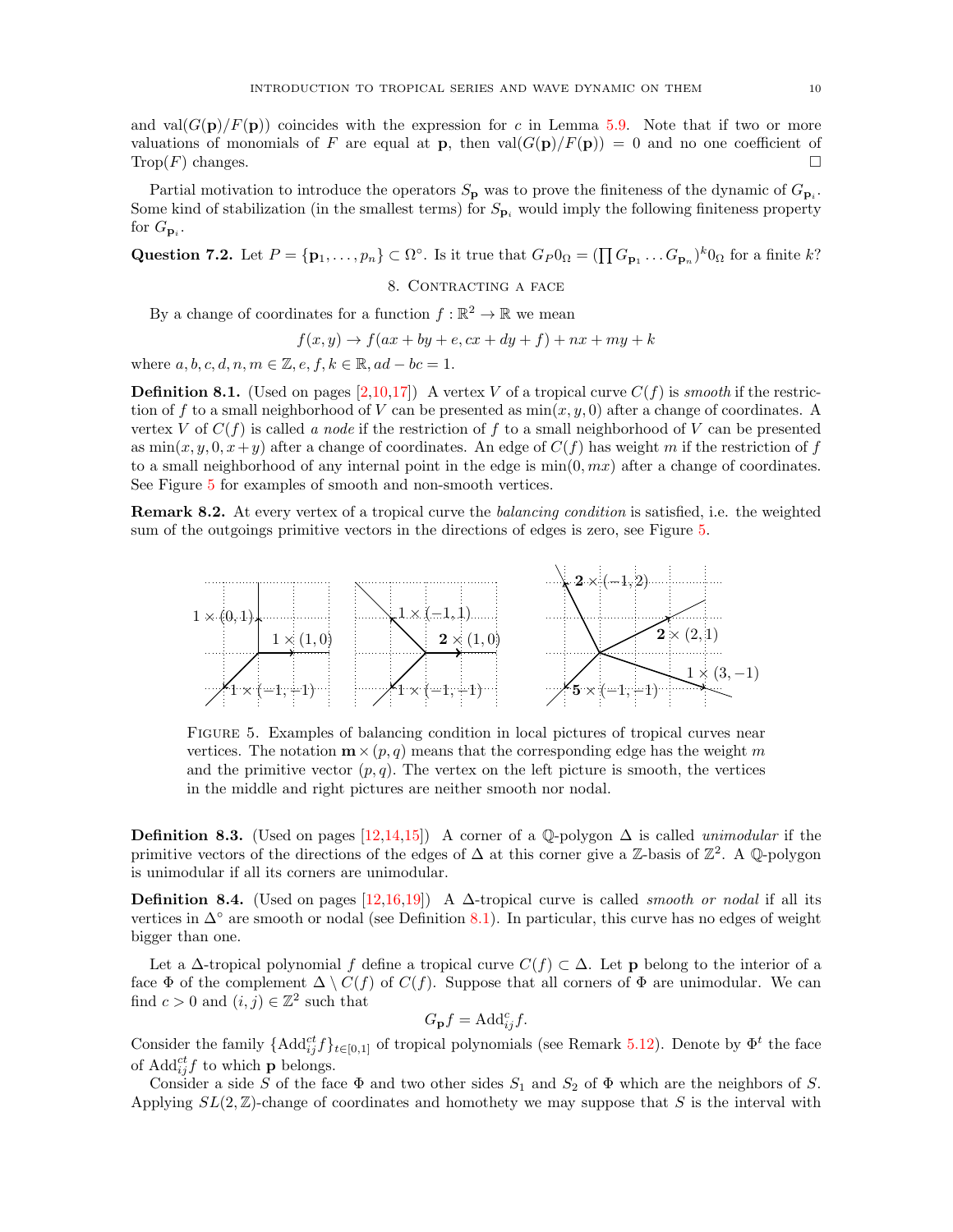and $\mathrm{val}(G(\mathbf{p})/F(\mathbf{p}))$ coincides with the expression for $c$ in Lemma 5.9. Note that if two or more valuations of monomials of $F$ are equal at $\mathbf{p}$, then $\mathrm{val}(G(\mathbf{p})/F(\mathbf{p})) = 0$ and no one coefficient of $\mathrm{Trop}(F)$ changes. □

Partial motivation to introduce the operators $S_{\mathbf{p}}$ was to prove the finiteness of the dynamic of $G_{\mathbf{p}_i}$. Some kind of stabilization (in the smallest terms) for $S_{\mathbf{p}_i}$ would imply the following finiteness property for $G_{\mathbf{p}_i}$.

**Question 7.2.** Let $P = \{\mathbf{p}_1, \dots, \mathbf{p}_n\} \subset \Omega^\circ$. Is it true that $G_P 0_\Omega = (\prod G_{\mathbf{p}_1} \dots G_{\mathbf{p}_n})^k 0_\Omega$ for a finite $k$?

## 8. Contracting a face

By a change of coordinates for a function $f : \mathbb{R}^2 \to \mathbb{R}$ we mean

$$f(x, y) \to f(ax + by + e, cx + dy + f) + nx + my + k$$

where $a, b, c, d, n, m \in \mathbb{Z}, e, f, k \in \mathbb{R}, ad - bc = 1$.

**Definition 8.1.** (Used on pages [2,10,17]) A vertex $V$ of a tropical curve $C(f)$ is *smooth* if the restriction of $f$ to a small neighborhood of $V$ can be presented as $\min(x, y, 0)$ after a change of coordinates. A vertex $V$ of $C(f)$ is called *a node* if the restriction of $f$ to a small neighborhood of $V$ can be presented as $\min(x, y, 0, x+y)$ after a change of coordinates. An edge of $C(f)$ has weight $m$ if the restriction of $f$ to a small neighborhood of any internal point in the edge is $\min(0, mx)$ after a change of coordinates. See Figure 5 for examples of smooth and non-smooth vertices.

**Remark 8.2.** At every vertex of a tropical curve the *balancing condition* is satisfied, i.e. the weighted sum of the outgoings primitive vectors in the directions of edges is zero, see Figure 5.

Figure 5. Examples of balancing condition in local pictures of tropical curves near vertices. The notation $\mathbf{m} \times (p, q)$ means that the corresponding edge has the weight $m$ and the primitive vector $(p, q)$. The vertex on the left picture is smooth, the vertices in the middle and right pictures are neither smooth nor nodal.

**Definition 8.3.** (Used on pages [12,14,15]) A corner of a $\mathbb{Q}$-polygon $\Delta$ is called *unimodular* if the primitive vectors of the directions of the edges of $\Delta$ at this corner give a $\mathbb{Z}$-basis of $\mathbb{Z}^2$. A $\mathbb{Q}$-polygon is unimodular if all its corners are unimodular.

**Definition 8.4.** (Used on pages [12,16,19]) A $\Delta$-tropical curve is called *smooth or nodal* if all its vertices in $\Delta^\circ$ are smooth or nodal (see Definition 8.1). In particular, this curve has no edges of weight bigger than one.

Let a $\Delta$-tropical polynomial $f$ define a tropical curve $C(f) \subset \Delta$. Let $\mathbf{p}$ belong to the interior of a face $\Phi$ of the complement $\Delta \setminus C(f)$ of $C(f)$. Suppose that all corners of $\Phi$ are unimodular. We can find $c > 0$ and $(i, j) \in \mathbb{Z}^2$ such that

$$G_{\mathbf{p}} f = \mathrm{Add}_{ij}^c f.$$

Consider the family $\{\mathrm{Add}_{ij}^{ct} f\}_{t \in [0,1]}$ of tropical polynomials (see Remark 5.12). Denote by $\Phi^t$ the face of $\mathrm{Add}_{ij}^{ct} f$ to which $\mathbf{p}$ belongs.

Consider a side $S$ of the face $\Phi$ and two other sides $S_1$ and $S_2$ of $\Phi$ which are the neighbors of $S$. Applying $SL(2, \mathbb{Z})$-change of coordinates and homothety we may suppose that $S$ is the interval with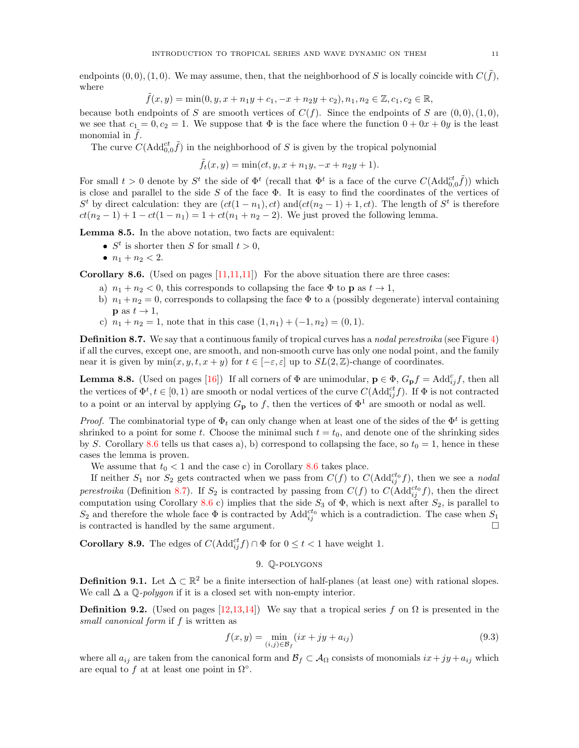endpoints $(0,0),(1,0)$. We may assume, then, that the neighborhood of $S$ is locally coincide with $C(\tilde{f})$, where

$$\tilde{f}(x,y)=\min(0,y,x+n_1y+c_1,-x+n_2y+c_2), n_1,n_2\in\mathbb{Z}, c_1,c_2\in\mathbb{R},$$

because both endpoints of $S$ are smooth vertices of $C(f)$. Since the endpoints of $S$ are $(0,0),(1,0)$, we see that $c_1=0, c_2=1$. We suppose that $\Phi$ is the face where the function $0+0x+0y$ is the least monomial in $\tilde{f}$.

The curve $C(\text{Add}_{0,0}^{ct}\tilde{f})$ in the neighborhood of $S$ is given by the tropical polynomial

$$\tilde{f}_t(x,y)=\min(ct,y,x+n_1y,-x+n_2y+1).$$

For small $t>0$ denote by $S^t$ the side of $\Phi^t$ (recall that $\Phi^t$ is a face of the curve $C(\text{Add}_{0,0}^{ct}\tilde{f})$) which is close and parallel to the side $S$ of the face $\Phi$. It is easy to find the coordinates of the vertices of $S^t$ by direct calculation: they are $(ct(1-n_1),ct)$ and $(ct(n_2-1)+1,ct)$. The length of $S^t$ is therefore $ct(n_2-1)+1-ct(1-n_1)=1+ct(n_1+n_2-2)$. We just proved the following lemma.

**Lemma 8.5.** In the above notation, two facts are equivalent:

- $S^t$ is shorter then $S$ for small $t>0$,
- $n_1+n_2<2$.

**Corollary 8.6.** (Used on pages [11,11,11]) For the above situation there are three cases:

a) $n_1+n_2<0$, this corresponds to collapsing the face $\Phi$ to $\mathbf{p}$ as $t\to 1$,

b) $n_1+n_2=0$, corresponds to collapsing the face $\Phi$ to a (possibly degenerate) interval containing $\mathbf{p}$ as $t\to 1$,

c) $n_1+n_2=1$, note that in this case $(1,n_1)+(-1,n_2)=(0,1)$.

**Definition 8.7.** We say that a continuous family of tropical curves has a *nodal perestroika* (see Figure 4) if all the curves, except one, are smooth, and non-smooth curve has only one nodal point, and the family near it is given by $\min(x,y,t,x+y)$ for $t\in[-\varepsilon,\varepsilon]$ up to $SL(2,\mathbb{Z})$-change of coordinates.

**Lemma 8.8.** (Used on pages [16]) If all corners of $\Phi$ are unimodular, $\mathbf{p}\in\Phi$, $G_{\mathbf{p}}f=\text{Add}_{ij}^c f$, then all the vertices of $\Phi^t, t\in[0,1)$ are smooth or nodal vertices of the curve $C(\text{Add}_{ij}^{ct}f)$. If $\Phi$ is not contracted to a point or an interval by applying $G_{\mathbf{p}}$ to $f$, then the vertices of $\Phi^1$ are smooth or nodal as well.

*Proof.* The combinatorial type of $\Phi_t$ can only change when at least one of the sides of the $\Phi^t$ is getting shrinked to a point for some $t$. Choose the minimal such $t=t_0$, and denote one of the shrinking sides by $S$. Corollary 8.6 tells us that cases a), b) correspond to collapsing the face, so $t_0=1$, hence in these cases the lemma is proven.

We assume that $t_0<1$ and the case c) in Corollary 8.6 takes place.

If neither $S_1$ nor $S_2$ gets contracted when we pass from $C(f)$ to $C(\text{Add}_{ij}^{ct_0}f)$, then we see a *nodal perestroika* (Definition 8.7). If $S_2$ is contracted by passing from $C(f)$ to $C(\text{Add}_{ij}^{ct_0}f)$, then the direct computation using Corollary 8.6 c) implies that the side $S_3$ of $\Phi$, which is next after $S_2$, is parallel to $S_2$ and therefore the whole face $\Phi$ is contracted by $\text{Add}_{ij}^{ct_0}$ which is a contradiction. The case when $S_1$ is contracted is handled by the same argument. □

**Corollary 8.9.** The edges of $C(\text{Add}_{ij}^{ct}f)\cap\Phi$ for $0\le t<1$ have weight 1.

## 9. $\mathbb{Q}$-polygons

**Definition 9.1.** Let $\Delta\subset\mathbb{R}^2$ be a finite intersection of half-planes (at least one) with rational slopes. We call $\Delta$ a *$\mathbb{Q}$-polygon* if it is a closed set with non-empty interior.

**Definition 9.2.** (Used on pages [12,13,14]) We say that a tropical series $f$ on $\Omega$ is presented in the *small canonical form* if $f$ is written as

$$f(x,y)=\min_{(i,j)\in\mathcal{B}_f}(ix+jy+a_{ij}) \tag{9.3}$$

where all $a_{ij}$ are taken from the canonical form and $\mathcal{B}_f\subset\mathcal{A}_\Omega$ consists of monomials $ix+jy+a_{ij}$ which are equal to $f$ at at least one point in $\Omega^\circ$.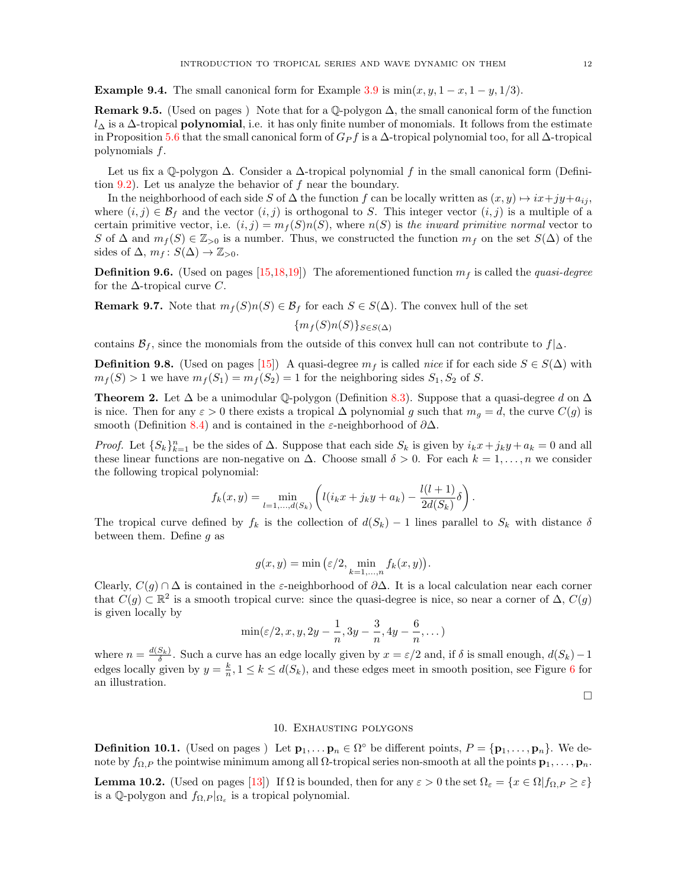**Example 9.4.** The small canonical form for Example 3.9 is $\min(x, y, 1-x, 1-y, 1/3)$.

**Remark 9.5.** (Used on pages ) Note that for a $\mathbb{Q}$-polygon $\Delta$, the small canonical form of the function $l_\Delta$ is a $\Delta$-tropical **polynomial**, i.e. it has only finite number of monomials. It follows from the estimate in Proposition 5.6 that the small canonical form of $G_P f$ is a $\Delta$-tropical polynomial too, for all $\Delta$-tropical polynomials $f$.

Let us fix a $\mathbb{Q}$-polygon $\Delta$. Consider a $\Delta$-tropical polynomial $f$ in the small canonical form (Definition 9.2). Let us analyze the behavior of $f$ near the boundary.

In the neighborhood of each side $S$ of $\Delta$ the function $f$ can be locally written as $(x, y) \mapsto ix + jy + a_{ij}$, where $(i, j) \in \mathcal{B}_f$ and the vector $(i, j)$ is orthogonal to $S$. This integer vector $(i, j)$ is a multiple of a certain primitive vector, i.e. $(i, j) = m_f(S)n(S)$, where $n(S)$ is *the inward primitive normal* vector to $S$ of $\Delta$ and $m_f(S) \in \mathbb{Z}_{>0}$ is a number. Thus, we constructed the function $m_f$ on the set $S(\Delta)$ of the sides of $\Delta$, $m_f : S(\Delta) \to \mathbb{Z}_{>0}$.

**Definition 9.6.** (Used on pages [15,18,19]) The aforementioned function $m_f$ is called the *quasi-degree* for the $\Delta$-tropical curve $C$.

**Remark 9.7.** Note that $m_f(S)n(S) \in \mathcal{B}_f$ for each $S \in S(\Delta)$. The convex hull of the set

$$\{m_f(S)n(S)\}_{S \in S(\Delta)}$$

contains $\mathcal{B}_f$, since the monomials from the outside of this convex hull can not contribute to $f|_\Delta$.

**Definition 9.8.** (Used on pages [15]) A quasi-degree $m_f$ is called *nice* if for each side $S \in S(\Delta)$ with $m_f(S) > 1$ we have $m_f(S_1) = m_f(S_2) = 1$ for the neighboring sides $S_1, S_2$ of $S$.

**Theorem 2.** Let $\Delta$ be a unimodular $\mathbb{Q}$-polygon (Definition 8.3). Suppose that a quasi-degree $d$ on $\Delta$ is nice. Then for any $\varepsilon > 0$ there exists a tropical $\Delta$ polynomial $g$ such that $m_g = d$, the curve $C(g)$ is smooth (Definition 8.4) and is contained in the $\varepsilon$-neighborhood of $\partial\Delta$.

*Proof.* Let $\{S_k\}_{k=1}^n$ be the sides of $\Delta$. Suppose that each side $S_k$ is given by $i_k x + j_k y + a_k = 0$ and all these linear functions are non-negative on $\Delta$. Choose small $\delta > 0$. For each $k = 1, \dots, n$ we consider the following tropical polynomial:

$$f_k(x, y) = \min_{l=1,\dots,d(S_k)} \left( l(i_k x + j_k y + a_k) - \frac{l(l+1)}{2d(S_k)}\delta \right).$$

The tropical curve defined by $f_k$ is the collection of $d(S_k) - 1$ lines parallel to $S_k$ with distance $\delta$ between them. Define $g$ as

$$g(x, y) = \min\left(\varepsilon/2, \min_{k=1,\dots,n} f_k(x, y)\right).$$

Clearly, $C(g) \cap \Delta$ is contained in the $\varepsilon$-neighborhood of $\partial\Delta$. It is a local calculation near each corner that $C(g) \subset \mathbb{R}^2$ is a smooth tropical curve: since the quasi-degree is nice, so near a corner of $\Delta$, $C(g)$ is given locally by

$$\min(\varepsilon/2, x, y, 2y - \frac{1}{n}, 3y - \frac{3}{n}, 4y - \frac{6}{n}, \dots)$$

where $n = \frac{d(S_k)}{\delta}$. Such a curve has an edge locally given by $x = \varepsilon/2$ and, if $\delta$ is small enough, $d(S_k) - 1$ edges locally given by $y = \frac{k}{n}, 1 \le k \le d(S_k)$, and these edges meet in smooth position, see Figure 6 for an illustration.

∎

## 10. Exhausting polygons

**Definition 10.1.** (Used on pages ) Let $\mathbf{p}_1, \dots \mathbf{p}_n \in \Omega^\circ$ be different points, $P = \{\mathbf{p}_1, \dots, \mathbf{p}_n\}$. We denote by $f_{\Omega,P}$ the pointwise minimum among all $\Omega$-tropical series non-smooth at all the points $\mathbf{p}_1, \dots, \mathbf{p}_n$.

**Lemma 10.2.** (Used on pages [13]) If $\Omega$ is bounded, then for any $\varepsilon > 0$ the set $\Omega_\varepsilon = \{x \in \Omega | f_{\Omega,P} \ge \varepsilon\}$ is a $\mathbb{Q}$-polygon and $f_{\Omega,P}|_{\Omega_\varepsilon}$ is a tropical polynomial.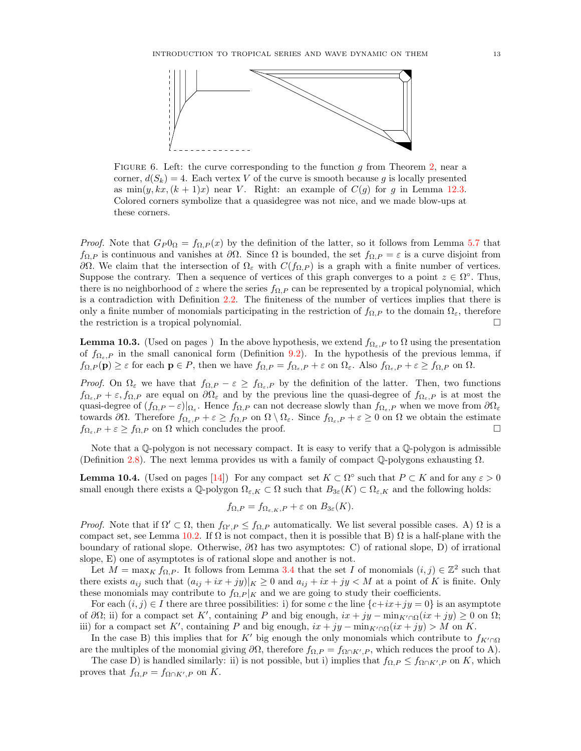FIGURE 6. Left: the curve corresponding to the function $g$ from Theorem 2, near a corner, $d(S_k) = 4$. Each vertex $V$ of the curve is smooth because $g$ is locally presented as $\min(y, kx, (k+1)x)$ near $V$. Right: an example of $C(g)$ for $g$ in Lemma 12.3. Colored corners symbolize that a quasidegree was not nice, and we made blow-ups at these corners.

*Proof.* Note that $G_P 0_\Omega = f_{\Omega,P}(x)$ by the definition of the latter, so it follows from Lemma 5.7 that $f_{\Omega,P}$ is continuous and vanishes at $\partial\Omega$. Since $\Omega$ is bounded, the set $f_{\Omega,P} = \varepsilon$ is a curve disjoint from $\partial\Omega$. We claim that the intersection of $\Omega_\varepsilon$ with $C(f_{\Omega,P})$ is a graph with a finite number of vertices. Suppose the contrary. Then a sequence of vertices of this graph converges to a point $z \in \Omega^\circ$. Thus, there is no neighborhood of $z$ where the series $f_{\Omega,P}$ can be represented by a tropical polynomial, which is a contradiction with Definition 2.2. The finiteness of the number of vertices implies that there is only a finite number of monomials participating in the restriction of $f_{\Omega,P}$ to the domain $\Omega_\varepsilon$, therefore the restriction is a tropical polynomial. $\square$

**Lemma 10.3.** (Used on pages ) In the above hypothesis, we extend $f_{\Omega_\varepsilon,P}$ to $\Omega$ using the presentation of $f_{\Omega_\varepsilon,P}$ in the small canonical form (Definition 9.2). In the hypothesis of the previous lemma, if $f_{\Omega,P}(\mathbf{p}) \geq \varepsilon$ for each $\mathbf{p} \in P$, then we have $f_{\Omega,P} = f_{\Omega_\varepsilon,P} + \varepsilon$ on $\Omega_\varepsilon$. Also $f_{\Omega_\varepsilon,P} + \varepsilon \geq f_{\Omega,P}$ on $\Omega$.

*Proof.* On $\Omega_\varepsilon$ we have that $f_{\Omega,P} - \varepsilon \geq f_{\Omega_\varepsilon,P}$ by the definition of the latter. Then, two functions $f_{\Omega_\varepsilon,P} + \varepsilon, f_{\Omega,P}$ are equal on $\partial\Omega_\varepsilon$ and by the previous line the quasi-degree of $f_{\Omega_\varepsilon,P}$ is at most the quasi-degree of $(f_{\Omega,P} - \varepsilon)|_{\Omega_\varepsilon}$. Hence $f_{\Omega,P}$ can not decrease slowly than $f_{\Omega_\varepsilon,P}$ when we move from $\partial\Omega_\varepsilon$ towards $\partial\Omega$. Therefore $f_{\Omega_\varepsilon,P} + \varepsilon \geq f_{\Omega,P}$ on $\Omega \setminus \Omega_\varepsilon$. Since $f_{\Omega_\varepsilon,P} + \varepsilon \geq 0$ on $\Omega$ we obtain the estimate $f_{\Omega_\varepsilon,P} + \varepsilon \geq f_{\Omega,P}$ on $\Omega$ which concludes the proof. $\square$

Note that a $\mathbb{Q}$-polygon is not necessary compact. It is easy to verify that a $\mathbb{Q}$-polygon is admissible (Definition 2.8). The next lemma provides us with a family of compact $\mathbb{Q}$-polygons exhausting $\Omega$.

**Lemma 10.4.** (Used on pages [14]) For any compact set $K \subset \Omega^\circ$ such that $P \subset K$ and for any $\varepsilon > 0$ small enough there exists a $\mathbb{Q}$-polygon $\Omega_{\varepsilon,K} \subset \Omega$ such that $B_{3\varepsilon}(K) \subset \Omega_{\varepsilon,K}$ and the following holds:

$$f_{\Omega,P} = f_{\Omega_{\varepsilon,K},P} + \varepsilon \text{ on } B_{3\varepsilon}(K).$$

*Proof.* Note that if $\Omega' \subset \Omega$, then $f_{\Omega',P} \leq f_{\Omega,P}$ automatically. We list several possible cases. A) $\Omega$ is a compact set, see Lemma 10.2. If $\Omega$ is not compact, then it is possible that B) $\Omega$ is a half-plane with the boundary of rational slope. Otherwise, $\partial\Omega$ has two asymptotes: C) of rational slope, D) of irrational slope, E) one of asymptotes is of rational slope and another is not.

Let $M = \max_K f_{\Omega,P}$. It follows from Lemma 3.4 that the set $I$ of monomials $(i,j) \in \mathbb{Z}^2$ such that there exists $a_{ij}$ such that $(a_{ij} + ix + jy)|_K \geq 0$ and $a_{ij} + ix + jy < M$ at a point of $K$ is finite. Only these monomials may contribute to $f_{\Omega,P}|_K$ and we are going to study their coefficients.

For each $(i,j) \in I$ there are three possibilities: i) for some $c$ the line $\{c + ix + jy = 0\}$ is an asymptote of $\partial\Omega$; ii) for a compact set $K'$, containing $P$ and big enough, $ix + jy - \min_{K' \cap \Omega}(ix + jy) \geq 0$ on $\Omega$; iii) for a compact set $K'$, containing $P$ and big enough, $ix + jy - \min_{K' \cap \Omega}(ix + jy) > M$ on $K$.

In the case B) this implies that for $K'$ big enough the only monomials which contribute to $f_{K' \cap \Omega}$ are the multiples of the monomial giving $\partial\Omega$, therefore $f_{\Omega,P} = f_{\Omega \cap K',P}$, which reduces the proof to A).

The case D) is handled similarly: ii) is not possible, but i) implies that $f_{\Omega,P} \leq f_{\Omega \cap K',P}$ on $K$, which proves that $f_{\Omega,P} = f_{\Omega \cap K',P}$ on $K$.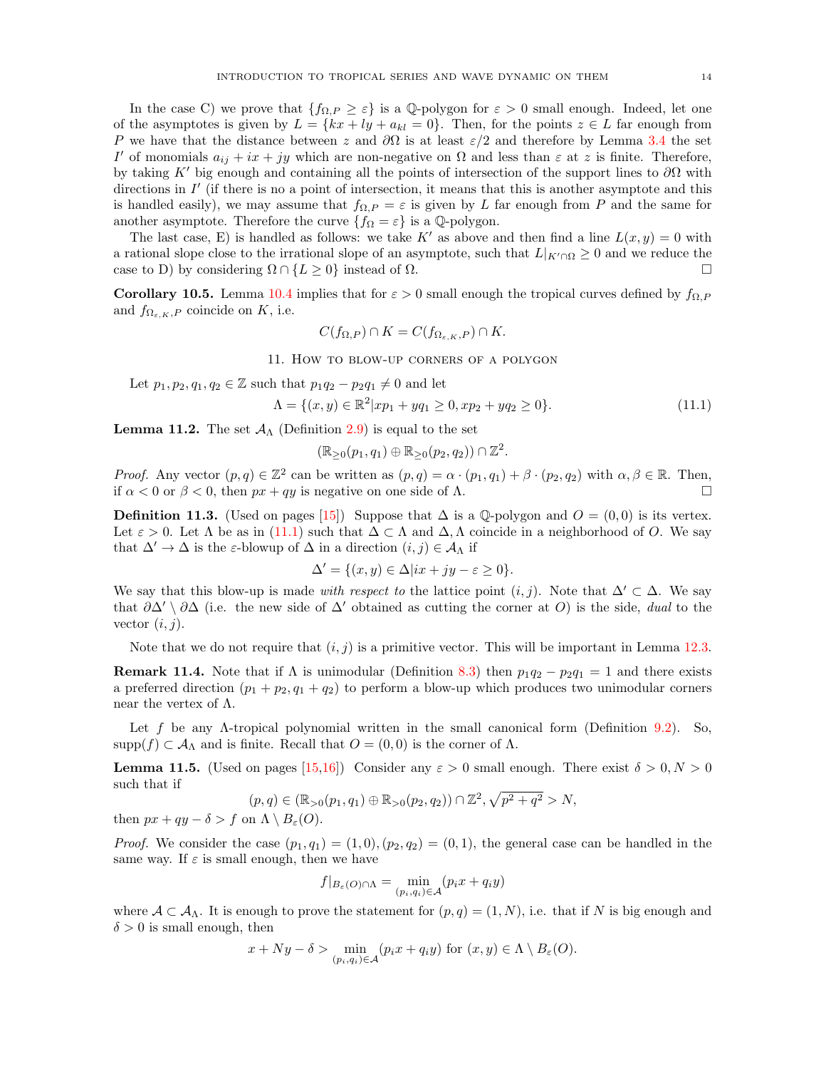In the case C) we prove that $\{f_{\Omega,P} \geq \varepsilon\}$ is a $\mathbb{Q}$-polygon for $\varepsilon > 0$ small enough. Indeed, let one of the asymptotes is given by $L = \{kx + ly + a_{kl} = 0\}$. Then, for the points $z \in L$ far enough from $P$ we have that the distance between $z$ and $\partial\Omega$ is at least $\varepsilon/2$ and therefore by Lemma 3.4 the set $I'$ of monomials $a_{ij} + ix + jy$ which are non-negative on $\Omega$ and less than $\varepsilon$ at $z$ is finite. Therefore, by taking $K'$ big enough and containing all the points of intersection of the support lines to $\partial\Omega$ with directions in $I'$ (if there is no a point of intersection, it means that this is another asymptote and this is handled easily), we may assume that $f_{\Omega,P} = \varepsilon$ is given by $L$ far enough from $P$ and the same for another asymptote. Therefore the curve $\{f_\Omega = \varepsilon\}$ is a $\mathbb{Q}$-polygon.

The last case, E) is handled as follows: we take $K'$ as above and then find a line $L(x, y) = 0$ with a rational slope close to the irrational slope of an asymptote, such that $L|_{K'\cap\Omega} \geq 0$ and we reduce the case to D) by considering $\Omega \cap \{L \geq 0\}$ instead of $\Omega$. $\square$

**Corollary 10.5.** Lemma 10.4 implies that for $\varepsilon > 0$ small enough the tropical curves defined by $f_{\Omega,P}$ and $f_{\Omega_{\varepsilon,K},P}$ coincide on $K$, i.e.

$$C(f_{\Omega,P}) \cap K = C(f_{\Omega_{\varepsilon,K},P}) \cap K.$$

## 11. How to blow-up corners of a polygon

Let $p_1, p_2, q_1, q_2 \in \mathbb{Z}$ such that $p_1q_2 - p_2q_1 \neq 0$ and let

$$\Lambda = \{(x, y) \in \mathbb{R}^2 | xp_1 + yq_1 \geq 0, xp_2 + yq_2 \geq 0\}. \tag{11.1}$$

**Lemma 11.2.** The set $\mathcal{A}_\Lambda$ (Definition 2.9) is equal to the set

$$(\mathbb{R}_{\geq 0}(p_1, q_1) \oplus \mathbb{R}_{\geq 0}(p_2, q_2)) \cap \mathbb{Z}^2.$$

*Proof.* Any vector $(p, q) \in \mathbb{Z}^2$ can be written as $(p, q) = \alpha \cdot (p_1, q_1) + \beta \cdot (p_2, q_2)$ with $\alpha, \beta \in \mathbb{R}$. Then, if $\alpha < 0$ or $\beta < 0$, then $px + qy$ is negative on one side of $\Lambda$. $\square$

**Definition 11.3.** (Used on pages [15]) Suppose that $\Delta$ is a $\mathbb{Q}$-polygon and $O = (0, 0)$ is its vertex. Let $\varepsilon > 0$. Let $\Lambda$ be as in (11.1) such that $\Delta \subset \Lambda$ and $\Delta, \Lambda$ coincide in a neighborhood of $O$. We say that $\Delta' \to \Delta$ is the $\varepsilon$-blowup of $\Delta$ in a direction $(i, j) \in \mathcal{A}_\Lambda$ if

$$\Delta' = \{(x, y) \in \Delta | ix + jy - \varepsilon \geq 0\}.$$

We say that this blow-up is made *with respect to* the lattice point $(i, j)$. Note that $\Delta' \subset \Delta$. We say that $\partial\Delta' \setminus \partial\Delta$ (i.e. the new side of $\Delta'$ obtained as cutting the corner at $O$) is the side, *dual* to the vector $(i, j)$.

Note that we do not require that $(i, j)$ is a primitive vector. This will be important in Lemma 12.3.

**Remark 11.4.** Note that if $\Lambda$ is unimodular (Definition 8.3) then $p_1q_2 - p_2q_1 = 1$ and there exists a preferred direction $(p_1 + p_2, q_1 + q_2)$ to perform a blow-up which produces two unimodular corners near the vertex of $\Lambda$.

Let $f$ be any $\Lambda$-tropical polynomial written in the small canonical form (Definition 9.2). So, $\text{supp}(f) \subset \mathcal{A}_\Lambda$ and is finite. Recall that $O = (0, 0)$ is the corner of $\Lambda$.

**Lemma 11.5.** (Used on pages [15,16]) Consider any $\varepsilon > 0$ small enough. There exist $\delta > 0, N > 0$ such that if

$$(p, q) \in (\mathbb{R}_{>0}(p_1, q_1) \oplus \mathbb{R}_{>0}(p_2, q_2)) \cap \mathbb{Z}^2, \sqrt{p^2 + q^2} > N,$$

then $px + qy - \delta > f$ on $\Lambda \setminus B_\varepsilon(O)$.

*Proof.* We consider the case $(p_1, q_1) = (1, 0), (p_2, q_2) = (0, 1)$, the general case can be handled in the same way. If $\varepsilon$ is small enough, then we have

$$f|_{B_\varepsilon(O)\cap\Lambda} = \min_{(p_i,q_i)\in\mathcal{A}} (p_i x + q_i y)$$

where $\mathcal{A} \subset \mathcal{A}_\Lambda$. It is enough to prove the statement for $(p, q) = (1, N)$, i.e. that if $N$ is big enough and $\delta > 0$ is small enough, then

$$x + Ny - \delta > \min_{(p_i,q_i)\in\mathcal{A}} (p_i x + q_i y) \text{ for } (x, y) \in \Lambda \setminus B_\varepsilon(O).$$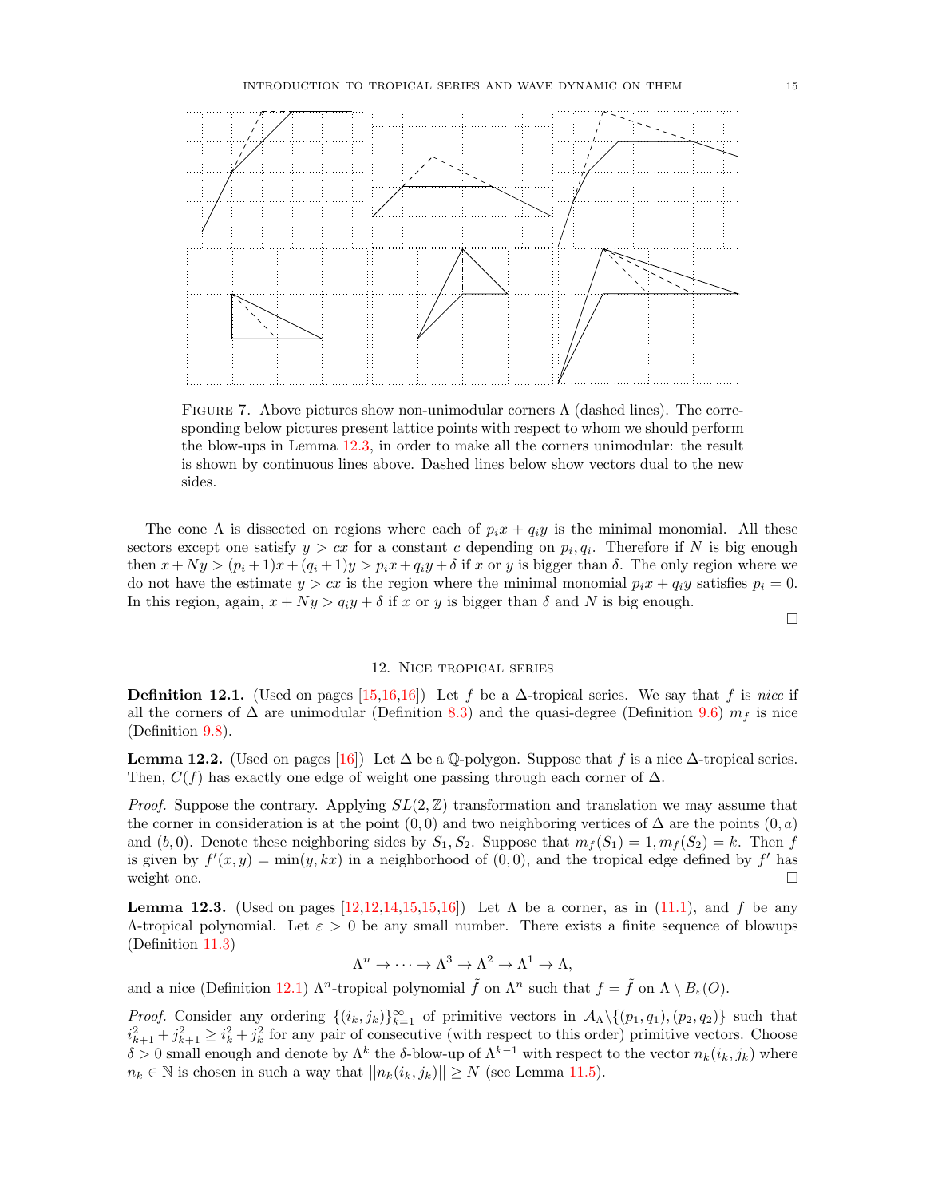FIGURE 7. Above pictures show non-unimodular corners $\Lambda$ (dashed lines). The corresponding below pictures present lattice points with respect to whom we should perform the blow-ups in Lemma 12.3, in order to make all the corners unimodular: the result is shown by continuous lines above. Dashed lines below show vectors dual to the new sides.

The cone $\Lambda$ is dissected on regions where each of $p_i x + q_i y$ is the minimal monomial. All these sectors except one satisfy $y > cx$ for a constant $c$ depending on $p_i, q_i$. Therefore if $N$ is big enough then $x + Ny > (p_i+1)x + (q_i+1)y > p_i x + q_i y + \delta$ if $x$ or $y$ is bigger than $\delta$. The only region where we do not have the estimate $y > cx$ is the region where the minimal monomial $p_i x + q_i y$ satisfies $p_i = 0$. In this region, again, $x + Ny > q_i y + \delta$ if $x$ or $y$ is bigger than $\delta$ and $N$ is big enough.

□

## 12. Nice tropical series

**Definition 12.1.** (Used on pages [15,16,16]) Let $f$ be a $\Delta$-tropical series. We say that $f$ is *nice* if all the corners of $\Delta$ are unimodular (Definition 8.3) and the quasi-degree (Definition 9.6) $m_f$ is nice (Definition 9.8).

**Lemma 12.2.** (Used on pages [16]) Let $\Delta$ be a $\mathbb{Q}$-polygon. Suppose that $f$ is a nice $\Delta$-tropical series. Then, $C(f)$ has exactly one edge of weight one passing through each corner of $\Delta$.

*Proof.* Suppose the contrary. Applying $SL(2,\mathbb{Z})$ transformation and translation we may assume that the corner in consideration is at the point $(0,0)$ and two neighboring vertices of $\Delta$ are the points $(0,a)$ and $(b,0)$. Denote these neighboring sides by $S_1, S_2$. Suppose that $m_f(S_1) = 1, m_f(S_2) = k$. Then $f$ is given by $f'(x,y) = \min(y, kx)$ in a neighborhood of $(0,0)$, and the tropical edge defined by $f'$ has weight one. □

**Lemma 12.3.** (Used on pages [12,12,14,15,15,16]) Let $\Lambda$ be a corner, as in (11.1), and $f$ be any $\Lambda$-tropical polynomial. Let $\varepsilon > 0$ be any small number. There exists a finite sequence of blowups (Definition 11.3)

$$\Lambda^n \to \cdots \to \Lambda^3 \to \Lambda^2 \to \Lambda^1 \to \Lambda,$$

and a nice (Definition 12.1) $\Lambda^n$-tropical polynomial $\tilde{f}$ on $\Lambda^n$ such that $f = \tilde{f}$ on $\Lambda \setminus B_\varepsilon(O)$.

*Proof.* Consider any ordering $\{(i_k, j_k)\}_{k=1}^{\infty}$ of primitive vectors in $\mathcal{A}_\Lambda \backslash \{(p_1,q_1),(p_2,q_2)\}$ such that $i_{k+1}^2 + j_{k+1}^2 \geq i_k^2 + j_k^2$ for any pair of consecutive (with respect to this order) primitive vectors. Choose $\delta > 0$ small enough and denote by $\Lambda^k$ the $\delta$-blow-up of $\Lambda^{k-1}$ with respect to the vector $n_k(i_k, j_k)$ where $n_k \in \mathbb{N}$ is chosen in such a way that $||n_k(i_k, j_k)|| \geq N$ (see Lemma 11.5).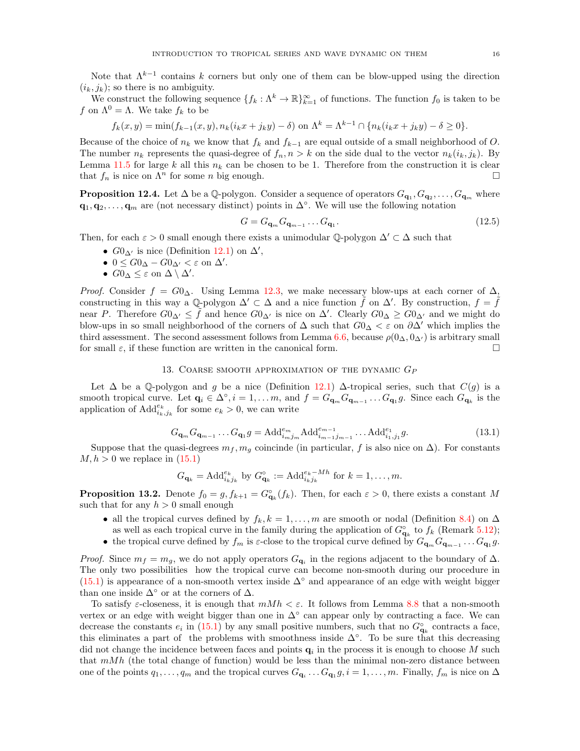Note that $\Lambda^{k-1}$ contains $k$ corners but only one of them can be blow-upped using the direction $(i_k, j_k)$; so there is no ambiguity.

We construct the following sequence $\{f_k : \Lambda^k \to \mathbb{R}\}_{k=1}^{\infty}$ of functions. The function $f_0$ is taken to be $f$ on $\Lambda^0 = \Lambda$. We take $f_k$ to be

$$f_k(x,y) = \min(f_{k-1}(x,y), n_k(i_k x + j_k y) - \delta) \text{ on } \Lambda^k = \Lambda^{k-1} \cap \{n_k(i_k x + j_k y) - \delta \geq 0\}.$$

Because of the choice of $n_k$ we know that $f_k$ and $f_{k-1}$ are equal outside of a small neighborhood of $O$. The number $n_k$ represents the quasi-degree of $f_n, n > k$ on the side dual to the vector $n_k(i_k, j_k)$. By Lemma 11.5 for large $k$ all this $n_k$ can be chosen to be 1. Therefore from the construction it is clear that $f_n$ is nice on $\Lambda^n$ for some $n$ big enough. $\square$

**Proposition 12.4.** Let $\Delta$ be a $\mathbb{Q}$-polygon. Consider a sequence of operators $G_{\mathbf{q}_1}, G_{\mathbf{q}_2}, \ldots, G_{\mathbf{q}_m}$ where $\mathbf{q}_1, \mathbf{q}_2, \ldots, \mathbf{q}_m$ are (not necessary distinct) points in $\Delta^\circ$. We will use the following notation

$$G = G_{\mathbf{q}_m} G_{\mathbf{q}_{m-1}} \ldots G_{\mathbf{q}_1}. \tag{12.5}$$

Then, for each $\varepsilon > 0$ small enough there exists a unimodular $\mathbb{Q}$-polygon $\Delta' \subset \Delta$ such that

- $G0_{\Delta'}$ is nice (Definition 12.1) on $\Delta'$,
- $0 \leq G0_\Delta - G0_{\Delta'} < \varepsilon$ on $\Delta'$.
- $G0_\Delta \leq \varepsilon$ on $\Delta \setminus \Delta'$.

*Proof.* Consider $f = G0_\Delta$. Using Lemma 12.3, we make necessary blow-ups at each corner of $\Delta$, constructing in this way a $\mathbb{Q}$-polygon $\Delta' \subset \Delta$ and a nice function $\tilde{f}$ on $\Delta'$. By construction, $f = \tilde{f}$ near $P$. Therefore $G0_{\Delta'} \leq \tilde{f}$ and hence $G0_{\Delta'}$ is nice on $\Delta'$. Clearly $G0_\Delta \geq G0_{\Delta'}$ and we might do blow-ups in so small neighborhood of the corners of $\Delta$ such that $G0_\Delta < \varepsilon$ on $\partial\Delta'$ which implies the third assessment. The second assessment follows from Lemma 6.6, because $\rho(0_\Delta, 0_{\Delta'})$ is arbitrary small for small $\varepsilon$, if these function are written in the canonical form. $\square$

## 13. Coarse smooth approximation of the dynamic $G_P$

Let $\Delta$ be a $\mathbb{Q}$-polygon and $g$ be a nice (Definition 12.1) $\Delta$-tropical series, such that $C(g)$ is a smooth tropical curve. Let $\mathbf{q}_i \in \Delta^\circ, i = 1, \ldots m$, and $f = G_{\mathbf{q}_m} G_{\mathbf{q}_{m-1}} \ldots G_{\mathbf{q}_1} g$. Since each $G_{\mathbf{q}_k}$ is the application of $\text{Add}_{i_k, j_k}^{e_k}$ for some $e_k > 0$, we can write

$$G_{\mathbf{q}_m} G_{\mathbf{q}_{m-1}} \ldots G_{\mathbf{q}_1} g = \text{Add}_{i_m j_m}^{e_m} \text{Add}_{i_{m-1} j_{m-1}}^{e_{m-1}} \ldots \text{Add}_{i_1, j_1}^{e_1} g. \tag{13.1}$$

Suppose that the quasi-degrees $m_f, m_g$ coincinde (in particular, $f$ is also nice on $\Delta$). For constants $M, h > 0$ we replace in (15.1)

$$G_{\mathbf{q}_k} = \text{Add}_{i_k j_k}^{e_k} \text{ by } G^\circ_{\mathbf{q}_k} := \text{Add}_{i_k j_k}^{e_k - Mh} \text{ for } k = 1, \ldots, m.$$

**Proposition 13.2.** Denote $f_0 = g, f_{k+1} = G^\circ_{\mathbf{q}_k}(f_k)$. Then, for each $\varepsilon > 0$, there exists a constant $M$ such that for any $h > 0$ small enough

- all the tropical curves defined by $f_k, k = 1, \ldots, m$ are smooth or nodal (Definition 8.4) on $\Delta$ as well as each tropical curve in the family during the application of $G^\circ_{\mathbf{q}_k}$ to $f_k$ (Remark 5.12);
- the tropical curve defined by $f_m$ is $\varepsilon$-close to the tropical curve defined by $G_{\mathbf{q}_m} G_{\mathbf{q}_{m-1}} \ldots G_{\mathbf{q}_1} g$.

*Proof.* Since $m_f = m_g$, we do not apply operators $G_{\mathbf{q}_i}$ in the regions adjacent to the boundary of $\Delta$. The only two possibilities how the tropical curve can become non-smooth during our procedure in (15.1) is appearance of a non-smooth vertex inside $\Delta^\circ$ and appearance of an edge with weight bigger than one inside $\Delta^\circ$ or at the corners of $\Delta$.

To satisfy $\varepsilon$-closeness, it is enough that $mMh < \varepsilon$. It follows from Lemma 8.8 that a non-smooth vertex or an edge with weight bigger than one in $\Delta^\circ$ can appear only by contracting a face. We can decrease the constants $e_i$ in (15.1) by any small positive numbers, such that no $G^\circ_{\mathbf{q}_k}$ contracts a face, this eliminates a part of the problems with smoothness inside $\Delta^\circ$. To be sure that this decreasing did not change the incidence between faces and points $\mathbf{q}_i$ in the process it is enough to choose $M$ such that $mMh$ (the total change of function) would be less than the minimal non-zero distance between one of the points $q_1, \ldots, q_m$ and the tropical curves $G_{\mathbf{q}_i} \ldots G_{\mathbf{q}_1} g, i = 1, \ldots, m$. Finally, $f_m$ is nice on $\Delta$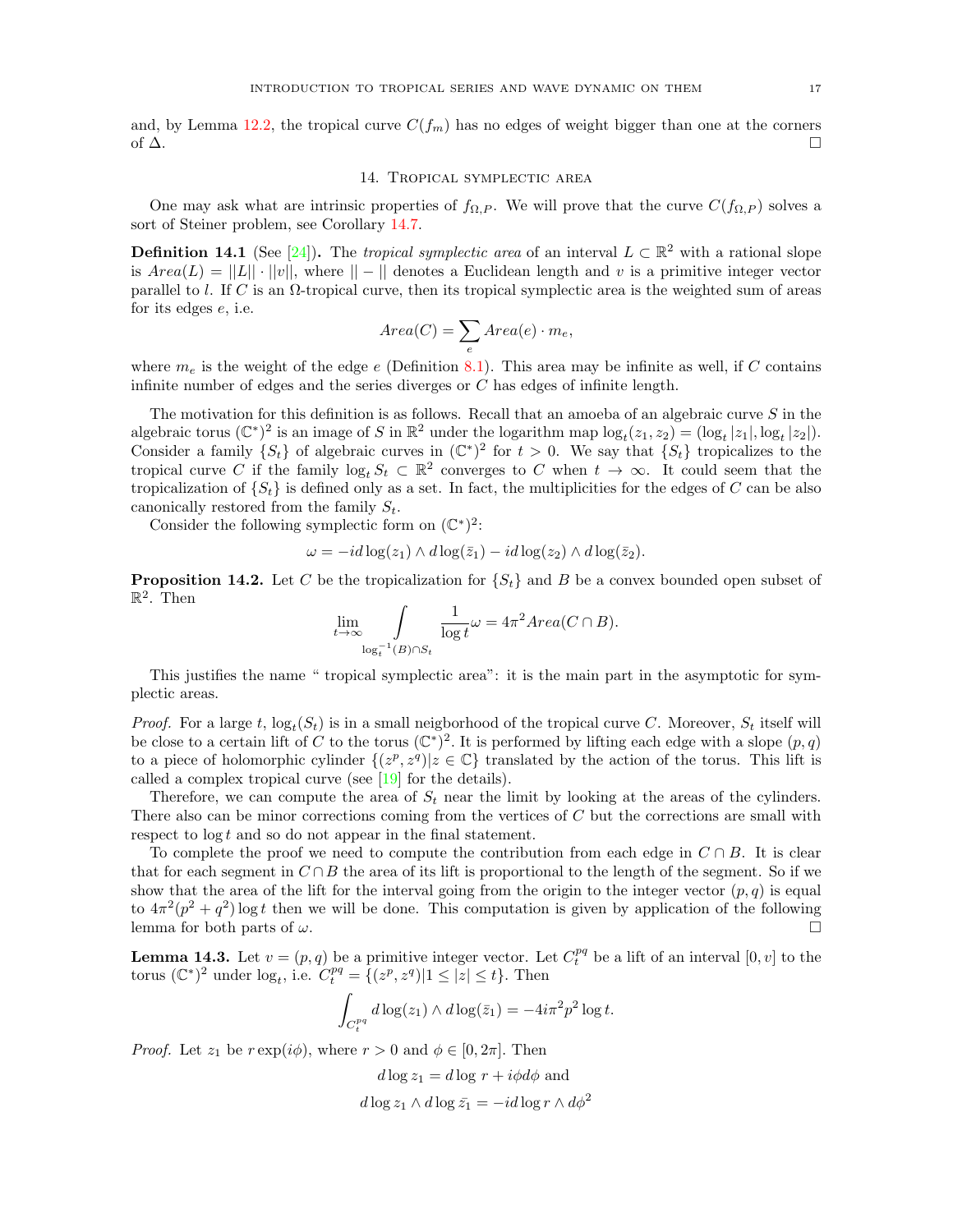and, by Lemma 12.2, the tropical curve $C(f_m)$ has no edges of weight bigger than one at the corners of $\Delta$. $\square$

## 14. Tropical symplectic area

One may ask what are intrinsic properties of $f_{\Omega,P}$. We will prove that the curve $C(f_{\Omega,P})$ solves a sort of Steiner problem, see Corollary 14.7.

**Definition 14.1** (See [24])**.** The *tropical symplectic area* of an interval $L \subset \mathbb{R}^2$ with a rational slope is $Area(L) = ||L|| \cdot ||v||$, where $|| - ||$ denotes a Euclidean length and $v$ is a primitive integer vector parallel to $l$. If $C$ is an $\Omega$-tropical curve, then its tropical symplectic area is the weighted sum of areas for its edges $e$, i.e.

$$Area(C) = \sum_e Area(e) \cdot m_e,$$

where $m_e$ is the weight of the edge $e$ (Definition 8.1). This area may be infinite as well, if $C$ contains infinite number of edges and the series diverges or $C$ has edges of infinite length.

The motivation for this definition is as follows. Recall that an amoeba of an algebraic curve $S$ in the algebraic torus $(\mathbb{C}^*)^2$ is an image of $S$ in $\mathbb{R}^2$ under the logarithm map $\log_t(z_1, z_2) = (\log_t |z_1|, \log_t |z_2|)$. Consider a family $\{S_t\}$ of algebraic curves in $(\mathbb{C}^*)^2$ for $t > 0$. We say that $\{S_t\}$ tropicalizes to the tropical curve $C$ if the family $\log_t S_t \subset \mathbb{R}^2$ converges to $C$ when $t \to \infty$. It could seem that the tropicalization of $\{S_t\}$ is defined only as a set. In fact, the multiplicities for the edges of $C$ can be also canonically restored from the family $S_t$.

Consider the following symplectic form on $(\mathbb{C}^*)^2$:

$$\omega = -id\log(z_1) \wedge d\log(\bar{z}_1) - id\log(z_2) \wedge d\log(\bar{z}_2).$$

**Proposition 14.2.** *Let $C$ be the tropicalization for $\{S_t\}$ and $B$ be a convex bounded open subset of $\mathbb{R}^2$. Then*

$$\lim_{t\to\infty} \int\limits_{\log_t^{-1}(B)\cap S_t} \frac{1}{\log t}\omega = 4\pi^2 Area(C \cap B).$$

This justifies the name " tropical symplectic area": it is the main part in the asymptotic for symplectic areas.

*Proof.* For a large $t$, $\log_t(S_t)$ is in a small neigborhood of the tropical curve $C$. Moreover, $S_t$ itself will be close to a certain lift of $C$ to the torus $(\mathbb{C}^*)^2$. It is performed by lifting each edge with a slope $(p, q)$ to a piece of holomorphic cylinder $\{(z^p, z^q)|z \in \mathbb{C}\}$ translated by the action of the torus. This lift is called a complex tropical curve (see [19] for the details).

Therefore, we can compute the area of $S_t$ near the limit by looking at the areas of the cylinders. There also can be minor corrections coming from the vertices of $C$ but the corrections are small with respect to $\log t$ and so do not appear in the final statement.

To complete the proof we need to compute the contribution from each edge in $C \cap B$. It is clear that for each segment in $C \cap B$ the area of its lift is proportional to the length of the segment. So if we show that the area of the lift for the interval going from the origin to the integer vector $(p, q)$ is equal to $4\pi^2(p^2 + q^2)\log t$ then we will be done. This computation is given by application of the following lemma for both parts of $\omega$. $\square$

**Lemma 14.3.** *Let $v = (p, q)$ be a primitive integer vector. Let $C_t^{pq}$ be a lift of an interval $[0, v]$ to the torus $(\mathbb{C}^*)^2$ under $\log_t$, i.e. $C_t^{pq} = \{(z^p, z^q)|1 \leq |z| \leq t\}$. Then*

$$\int_{C_t^{pq}} d\log(z_1) \wedge d\log(\bar{z}_1) = -4i\pi^2 p^2 \log t.$$

*Proof.* Let $z_1$ be $r\exp(i\phi)$, where $r > 0$ and $\phi \in [0, 2\pi]$. Then

$$d\log z_1 = d\log r + i\phi d\phi \text{ and}$$

$$d\log z_1 \wedge d\log \bar{z_1} = -id\log r \wedge d\phi^2$$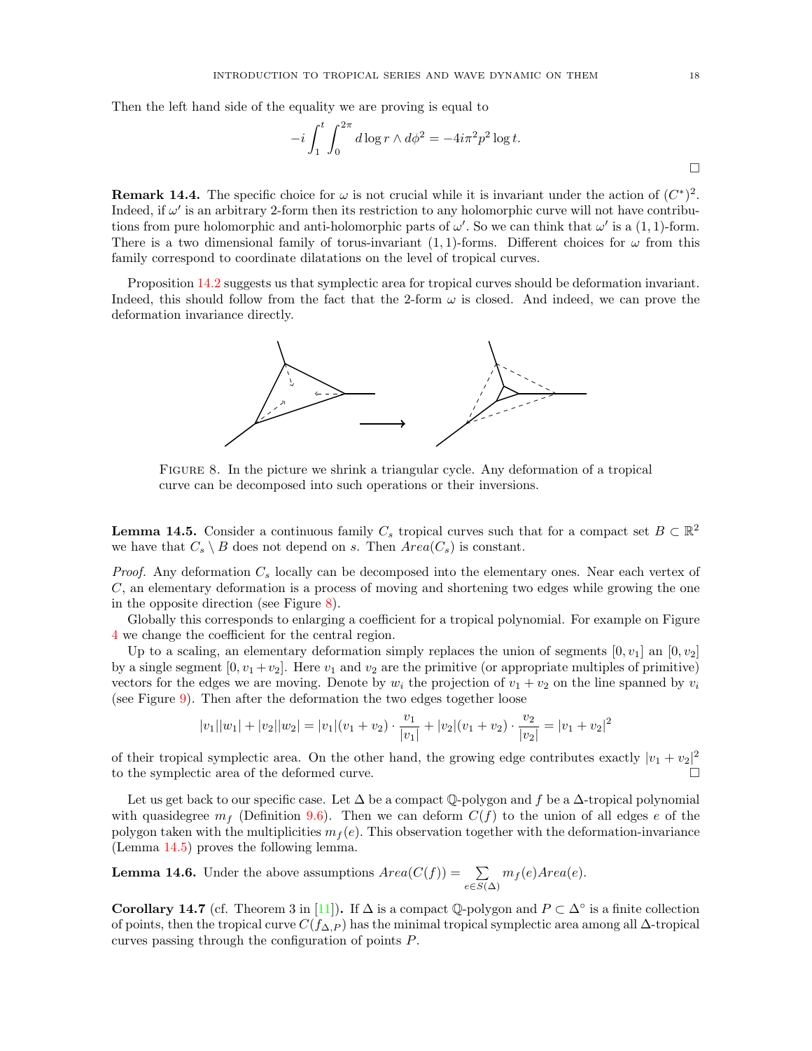Then the left hand side of the equality we are proving is equal to

$$-i \int_1^t \int_0^{2\pi} d\log r \wedge d\phi^2 = -4i\pi^2 p^2 \log t.$$

□

**Remark 14.4.** The specific choice for $\omega$ is not crucial while it is invariant under the action of $(C^*)^2$. Indeed, if $\omega'$ is an arbitrary 2-form then its restriction to any holomorphic curve will not have contributions from pure holomorphic and anti-holomorphic parts of $\omega'$. So we can think that $\omega'$ is a $(1,1)$-form. There is a two dimensional family of torus-invariant $(1,1)$-forms. Different choices for $\omega$ from this family correspond to coordinate dilatations on the level of tropical curves.

Proposition 14.2 suggests us that symplectic area for tropical curves should be deformation invariant. Indeed, this should follow from the fact that the 2-form $\omega$ is closed. And indeed, we can prove the deformation invariance directly.

Figure 8. In the picture we shrink a triangular cycle. Any deformation of a tropical curve can be decomposed into such operations or their inversions.

**Lemma 14.5.** Consider a continuous family $C_s$ tropical curves such that for a compact set $B \subset \mathbb{R}^2$ we have that $C_s \setminus B$ does not depend on $s$. Then $Area(C_s)$ is constant.

*Proof.* Any deformation $C_s$ locally can be decomposed into the elementary ones. Near each vertex of $C$, an elementary deformation is a process of moving and shortening two edges while growing the one in the opposite direction (see Figure 8).

Globally this corresponds to enlarging a coefficient for a tropical polynomial. For example on Figure 4 we change the coefficient for the central region.

Up to a scaling, an elementary deformation simply replaces the union of segments $[0, v_1]$ an $[0, v_2]$ by a single segment $[0, v_1 + v_2]$. Here $v_1$ and $v_2$ are the primitive (or appropriate multiples of primitive) vectors for the edges we are moving. Denote by $w_i$ the projection of $v_1 + v_2$ on the line spanned by $v_i$ (see Figure 9). Then after the deformation the two edges together loose

$$|v_1||w_1| + |v_2||w_2| = |v_1|(v_1 + v_2) \cdot \frac{v_1}{|v_1|} + |v_2|(v_1 + v_2) \cdot \frac{v_2}{|v_2|} = |v_1 + v_2|^2$$

of their tropical symplectic area. On the other hand, the growing edge contributes exactly $|v_1 + v_2|^2$ to the symplectic area of the deformed curve. □

Let us get back to our specific case. Let $\Delta$ be a compact $\mathbb{Q}$-polygon and $f$ be a $\Delta$-tropical polynomial with quasidegree $m_f$ (Definition 9.6). Then we can deform $C(f)$ to the union of all edges $e$ of the polygon taken with the multiplicities $m_f(e)$. This observation together with the deformation-invariance (Lemma 14.5) proves the following lemma.

**Lemma 14.6.** Under the above assumptions $Area(C(f)) = \sum_{e \in S(\Delta)} m_f(e) Area(e)$.

**Corollary 14.7** (cf. Theorem 3 in [11]). If $\Delta$ is a compact $\mathbb{Q}$-polygon and $P \subset \Delta^\circ$ is a finite collection of points, then the tropical curve $C(f_{\Delta,P})$ has the minimal tropical symplectic area among all $\Delta$-tropical curves passing through the configuration of points $P$.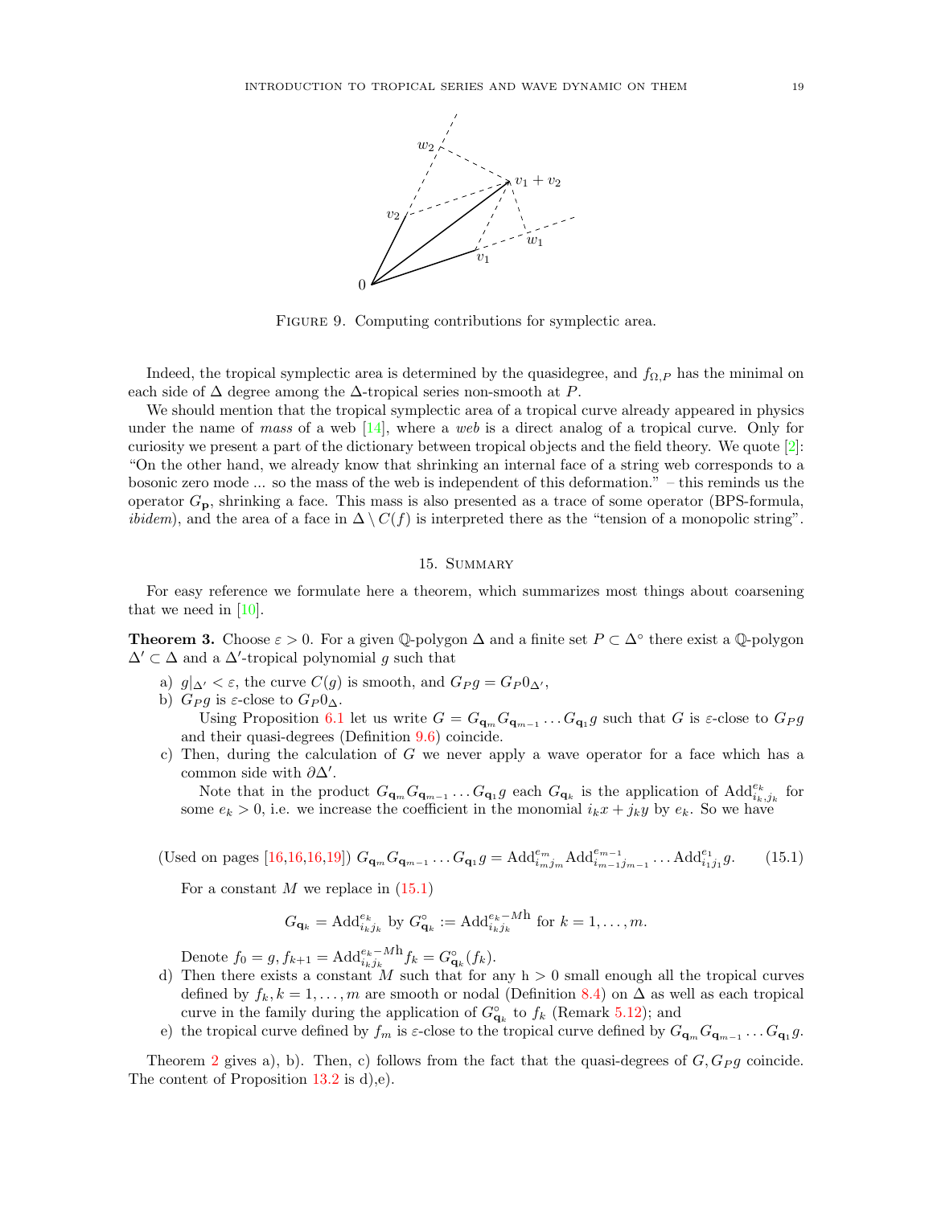FIGURE 9. Computing contributions for symplectic area.

Indeed, the tropical symplectic area is determined by the quasidegree, and $f_{\Omega,P}$ has the minimal on each side of $\Delta$ degree among the $\Delta$-tropical series non-smooth at $P$.

We should mention that the tropical symplectic area of a tropical curve already appeared in physics under the name of *mass* of a web [14], where a *web* is a direct analog of a tropical curve. Only for curiosity we present a part of the dictionary between tropical objects and the field theory. We quote [2]: "On the other hand, we already know that shrinking an internal face of a string web corresponds to a bosonic zero mode ... so the mass of the web is independent of this deformation." – this reminds us the operator $G_{\mathbf{p}}$, shrinking a face. This mass is also presented as a trace of some operator (BPS-formula, *ibidem*), and the area of a face in $\Delta \setminus C(f)$ is interpreted there as the "tension of a monopolic string".

## 15. Summary

For easy reference we formulate here a theorem, which summarizes most things about coarsening that we need in [10].

**Theorem 3.** Choose $\varepsilon > 0$. For a given $\mathbb{Q}$-polygon $\Delta$ and a finite set $P \subset \Delta^\circ$ there exist a $\mathbb{Q}$-polygon $\Delta' \subset \Delta$ and a $\Delta'$-tropical polynomial $g$ such that

a) $g|_{\Delta'} < \varepsilon$, the curve $C(g)$ is smooth, and $G_P g = G_P 0_{\Delta'}$,

b) $G_P g$ is $\varepsilon$-close to $G_P 0_\Delta$.

Using Proposition 6.1 let us write $G = G_{\mathbf{q}_m} G_{\mathbf{q}_{m-1}} \dots G_{\mathbf{q}_1} g$ such that $G$ is $\varepsilon$-close to $G_P g$ and their quasi-degrees (Definition 9.6) coincide.

c) Then, during the calculation of $G$ we never apply a wave operator for a face which has a common side with $\partial\Delta'$.

Note that in the product $G_{\mathbf{q}_m} G_{\mathbf{q}_{m-1}} \dots G_{\mathbf{q}_1} g$ each $G_{\mathbf{q}_k}$ is the application of $\mathrm{Add}_{i_k,j_k}^{e_k}$ for some $e_k > 0$, i.e. we increase the coefficient in the monomial $i_k x + j_k y$ by $e_k$. So we have

(Used on pages [16,16,16,19])
$$G_{\mathbf{q}_m} G_{\mathbf{q}_{m-1}} \dots G_{\mathbf{q}_1} g = \mathrm{Add}_{i_m j_m}^{e_m} \mathrm{Add}_{i_{m-1} j_{m-1}}^{e_{m-1}} \dots \mathrm{Add}_{i_1 j_1}^{e_1} g. \qquad (15.1)$$

For a constant $M$ we replace in (15.1)

$$G_{\mathbf{q}_k} = \mathrm{Add}_{i_k j_k}^{e_k} \text{ by } G_{\mathbf{q}_k}^\circ := \mathrm{Add}_{i_k j_k}^{e_k - M\mathrm{h}} \text{ for } k = 1, \dots, m.$$

Denote $f_0 = g, f_{k+1} = \mathrm{Add}_{i_k j_k}^{e_k - M\mathrm{h}} f_k = G_{\mathbf{q}_k}^\circ (f_k)$.

d) Then there exists a constant $M$ such that for any $\mathrm{h} > 0$ small enough all the tropical curves defined by $f_k, k = 1, \dots, m$ are smooth or nodal (Definition 8.4) on $\Delta$ as well as each tropical curve in the family during the application of $G_{\mathbf{q}_k}^\circ$ to $f_k$ (Remark 5.12); and

e) the tropical curve defined by $f_m$ is $\varepsilon$-close to the tropical curve defined by $G_{\mathbf{q}_m} G_{\mathbf{q}_{m-1}} \dots G_{\mathbf{q}_1} g$.

Theorem 2 gives a), b). Then, c) follows from the fact that the quasi-degrees of $G, G_P g$ coincide. The content of Proposition 13.2 is d),e).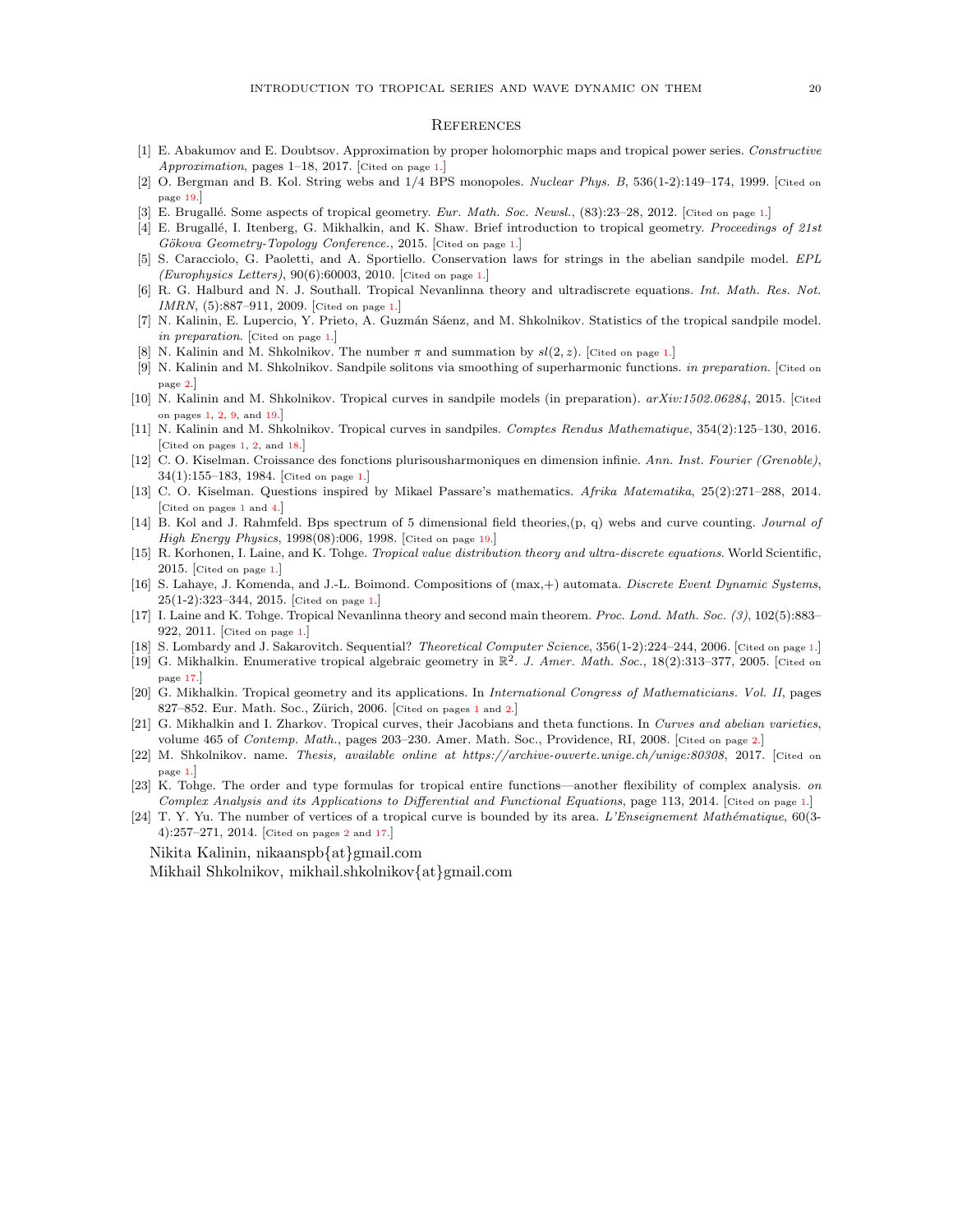## References

[1] E. Abakumov and E. Doubtsov. Approximation by proper holomorphic maps and tropical power series. *Constructive Approximation*, pages 1–18, 2017. [Cited on page 1.]

[2] O. Bergman and B. Kol. String webs and 1/4 BPS monopoles. *Nuclear Phys. B*, 536(1-2):149–174, 1999. [Cited on page 19.]

[3] E. Brugallé. Some aspects of tropical geometry. *Eur. Math. Soc. Newsl.*, (83):23–28, 2012. [Cited on page 1.]

[4] E. Brugallé, I. Itenberg, G. Mikhalkin, and K. Shaw. Brief introduction to tropical geometry. *Proceedings of 21st Gökova Geometry-Topology Conference.*, 2015. [Cited on page 1.]

[5] S. Caracciolo, G. Paoletti, and A. Sportiello. Conservation laws for strings in the abelian sandpile model. *EPL (Europhysics Letters)*, 90(6):60003, 2010. [Cited on page 1.]

[6] R. G. Halburd and N. J. Southall. Tropical Nevanlinna theory and ultradiscrete equations. *Int. Math. Res. Not. IMRN*, (5):887–911, 2009. [Cited on page 1.]

[7] N. Kalinin, E. Lupercio, Y. Prieto, A. Guzmán Sáenz, and M. Shkolnikov. Statistics of the tropical sandpile model. *in preparation.* [Cited on page 1.]

[8] N. Kalinin and M. Shkolnikov. The number $\pi$ and summation by $sl(2, z)$. [Cited on page 1.]

[9] N. Kalinin and M. Shkolnikov. Sandpile solitons via smoothing of superharmonic functions. *in preparation.* [Cited on page 2.]

[10] N. Kalinin and M. Shkolnikov. Tropical curves in sandpile models (in preparation). *arXiv:1502.06284*, 2015. [Cited on pages 1, 2, 9, and 19.]

[11] N. Kalinin and M. Shkolnikov. Tropical curves in sandpiles. *Comptes Rendus Mathematique*, 354(2):125–130, 2016. [Cited on pages 1, 2, and 18.]

[12] C. O. Kiselman. Croissance des fonctions plurisousharmoniques en dimension infinie. *Ann. Inst. Fourier (Grenoble)*, 34(1):155–183, 1984. [Cited on page 1.]

[13] C. O. Kiselman. Questions inspired by Mikael Passare's mathematics. *Afrika Matematika*, 25(2):271–288, 2014. [Cited on pages 1 and 4.]

[14] B. Kol and J. Rahmfeld. Bps spectrum of 5 dimensional field theories,(p, q) webs and curve counting. *Journal of High Energy Physics*, 1998(08):006, 1998. [Cited on page 19.]

[15] R. Korhonen, I. Laine, and K. Tohge. *Tropical value distribution theory and ultra-discrete equations*. World Scientific, 2015. [Cited on page 1.]

[16] S. Lahaye, J. Komenda, and J.-L. Boimond. Compositions of (max,+) automata. *Discrete Event Dynamic Systems*, 25(1-2):323–344, 2015. [Cited on page 1.]

[17] I. Laine and K. Tohge. Tropical Nevanlinna theory and second main theorem. *Proc. Lond. Math. Soc. (3)*, 102(5):883–922, 2011. [Cited on page 1.]

[18] S. Lombardy and J. Sakarovitch. Sequential? *Theoretical Computer Science*, 356(1-2):224–244, 2006. [Cited on page 1.]

[19] G. Mikhalkin. Enumerative tropical algebraic geometry in $\mathbb{R}^2$. *J. Amer. Math. Soc.*, 18(2):313–377, 2005. [Cited on page 17.]

[20] G. Mikhalkin. Tropical geometry and its applications. In *International Congress of Mathematicians. Vol. II*, pages 827–852. Eur. Math. Soc., Zürich, 2006. [Cited on pages 1 and 2.]

[21] G. Mikhalkin and I. Zharkov. Tropical curves, their Jacobians and theta functions. In *Curves and abelian varieties*, volume 465 of *Contemp. Math.*, pages 203–230. Amer. Math. Soc., Providence, RI, 2008. [Cited on page 2.]

[22] M. Shkolnikov. name. *Thesis, available online at https://archive-ouverte.unige.ch/unige:80308*, 2017. [Cited on page 1.]

[23] K. Tohge. The order and type formulas for tropical entire functions—another flexibility of complex analysis. *on Complex Analysis and its Applications to Differential and Functional Equations*, page 113, 2014. [Cited on page 1.]

[24] T. Y. Yu. The number of vertices of a tropical curve is bounded by its area. *L'Enseignement Mathématique*, 60(3-4):257–271, 2014. [Cited on pages 2 and 17.]

Nikita Kalinin, nikaanspb{at}gmail.com

Mikhail Shkolnikov, mikhail.shkolnikov{at}gmail.com